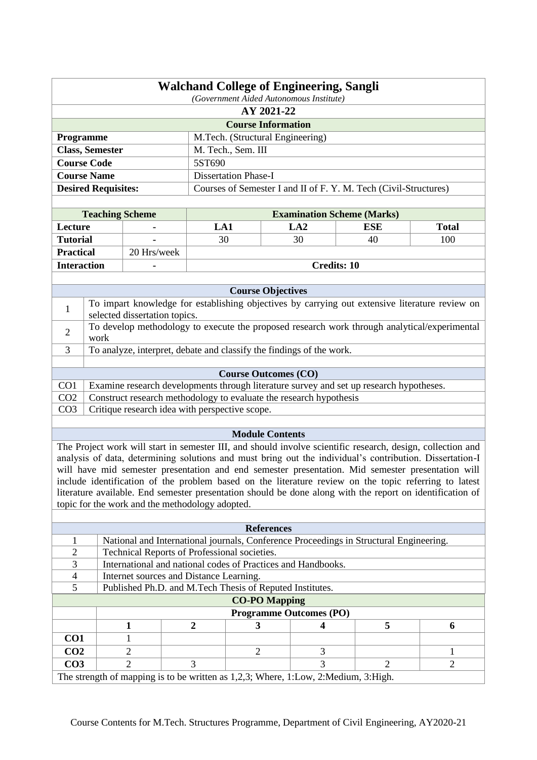# Walchand College of Engineering, Sangli

*(Government Aided Autonomous Institute)*

**AY 2021-22**

## Course Information

| | |
|---|---|
| **Programme** | M.Tech. (Structural Engineering) |
| **Class, Semester** | M. Tech., Sem. III |
| **Course Code** | 5ST690 |
| **Course Name** | Dissertation Phase-I |
| **Desired Requisites:** | Courses of Semester I and II of F. Y. M. Tech (Civil-Structures) |

| **Teaching Scheme** | | **Examination Scheme (Marks)** | | | |
|---|---|---|---|---|---|
| **Lecture** | - | **LA1** | **LA2** | **ESE** | **Total** |
| **Tutorial** | - | 30 | 30 | 40 | 100 |
| **Practical** | 20 Hrs/week | | | | |
| **Interaction** | - | **Credits: 10** | | | |

## Course Objectives

| | |
|---|---|
| 1 | To impart knowledge for establishing objectives by carrying out extensive literature review on selected dissertation topics. |
| 2 | To develop methodology to execute the proposed research work through analytical/experimental work |
| 3 | To analyze, interpret, debate and classify the findings of the work. |

## Course Outcomes (CO)

| | |
|---|---|
| CO1 | Examine research developments through literature survey and set up research hypotheses. |
| CO2 | Construct research methodology to evaluate the research hypothesis |
| CO3 | Critique research idea with perspective scope. |

## Module Contents

The Project work will start in semester III, and should involve scientific research, design, collection and analysis of data, determining solutions and must bring out the individual's contribution. Dissertation-I will have mid semester presentation and end semester presentation. Mid semester presentation will include identification of the problem based on the literature review on the topic referring to latest literature available. End semester presentation should be done along with the report on identification of topic for the work and the methodology adopted.

## References

| | |
|---|---|
| 1 | National and International journals, Conference Proceedings in Structural Engineering. |
| 2 | Technical Reports of Professional societies. |
| 3 | International and national codes of Practices and Handbooks. |
| 4 | Internet sources and Distance Learning. |
| 5 | Published Ph.D. and M.Tech Thesis of Reputed Institutes. |

## CO-PO Mapping

| | **Programme Outcomes (PO)** | | | | | |
|---|---|---|---|---|---|---|
| | **1** | **2** | **3** | **4** | **5** | **6** |
| **CO1** | 1 | | | | | |
| **CO2** | 2 | | 2 | 3 | | 1 |
| **CO3** | 2 | 3 | | 3 | 2 | 2 |

The strength of mapping is to be written as 1,2,3; Where, 1:Low, 2:Medium, 3:High.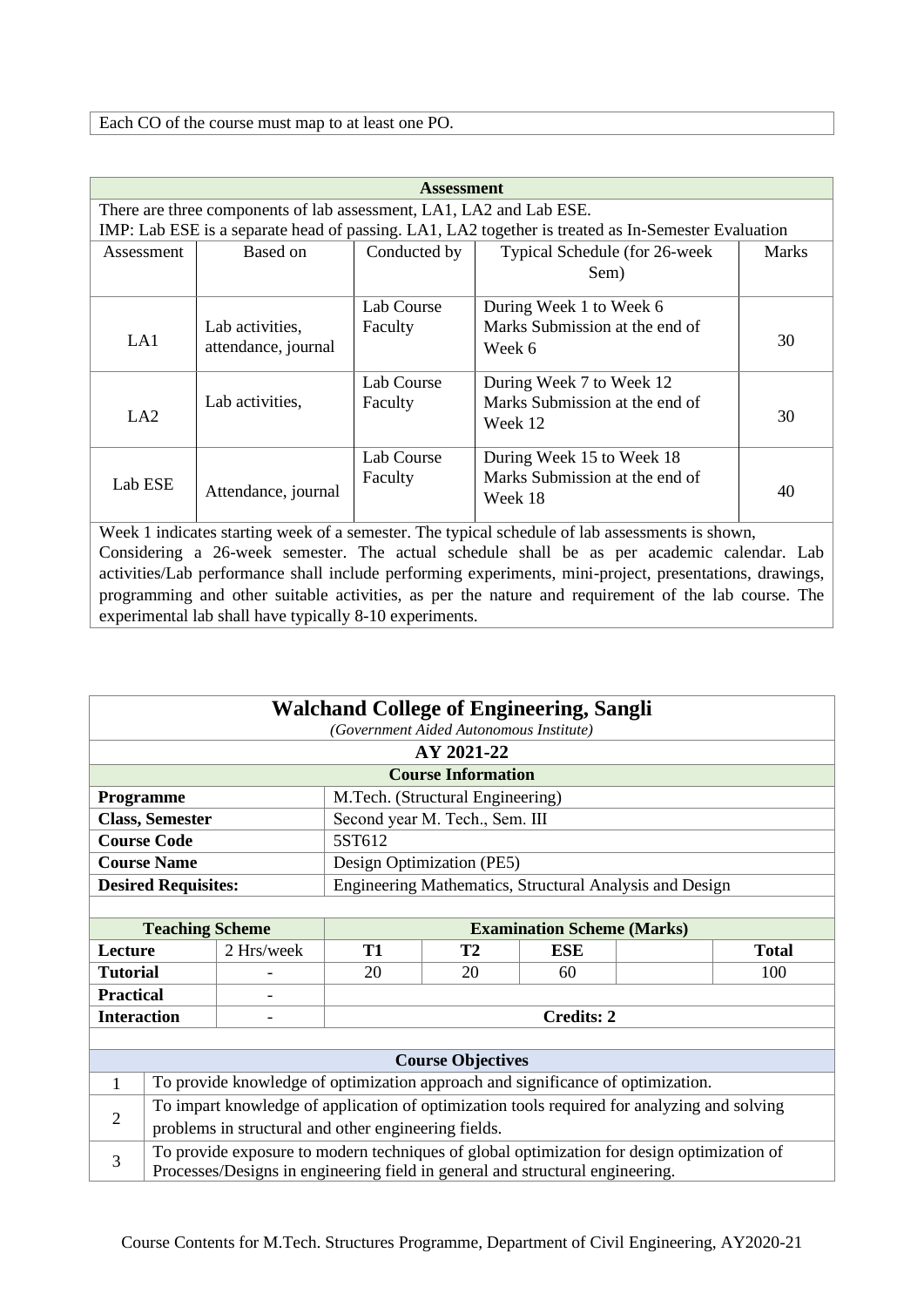Each CO of the course must map to at least one PO.

| Assessment | | | | |
|---|---|---|---|---|
| There are three components of lab assessment, LA1, LA2 and Lab ESE. IMP: Lab ESE is a separate head of passing. LA1, LA2 together is treated as In-Semester Evaluation | | | | |
| Assessment | Based on | Conducted by | Typical Schedule (for 26-week Sem) | Marks |
| LA1 | Lab activities, attendance, journal | Lab Course Faculty | During Week 1 to Week 6 Marks Submission at the end of Week 6 | 30 |
| LA2 | Lab activities, | Lab Course Faculty | During Week 7 to Week 12 Marks Submission at the end of Week 12 | 30 |
| Lab ESE | Attendance, journal | Lab Course Faculty | During Week 15 to Week 18 Marks Submission at the end of Week 18 | 40 |

Week 1 indicates starting week of a semester. The typical schedule of lab assessments is shown, Considering a 26-week semester. The actual schedule shall be as per academic calendar. Lab activities/Lab performance shall include performing experiments, mini-project, presentations, drawings, programming and other suitable activities, as per the nature and requirement of the lab course. The experimental lab shall have typically 8-10 experiments.

# Walchand College of Engineering, Sangli

*(Government Aided Autonomous Institute)*

**AY 2021-22**

**Course Information**

| | |
|---|---|
| **Programme** | M.Tech. (Structural Engineering) |
| **Class, Semester** | Second year M. Tech., Sem. III |
| **Course Code** | 5ST612 |
| **Course Name** | Design Optimization (PE5) |
| **Desired Requisites:** | Engineering Mathematics, Structural Analysis and Design |

| Teaching Scheme | | Examination Scheme (Marks) | | | | |
|---|---|---|---|---|---|---|
| **Lecture** | 2 Hrs/week | **T1** | **T2** | **ESE** | | **Total** |
| **Tutorial** | - | 20 | 20 | 60 | | 100 |
| **Practical** | - | | | | | |
| **Interaction** | - | **Credits: 2** | | | | |

**Course Objectives**

| | |
|---|---|
| 1 | To provide knowledge of optimization approach and significance of optimization. |
| 2 | To impart knowledge of application of optimization tools required for analyzing and solving problems in structural and other engineering fields. |
| 3 | To provide exposure to modern techniques of global optimization for design optimization of Processes/Designs in engineering field in general and structural engineering. |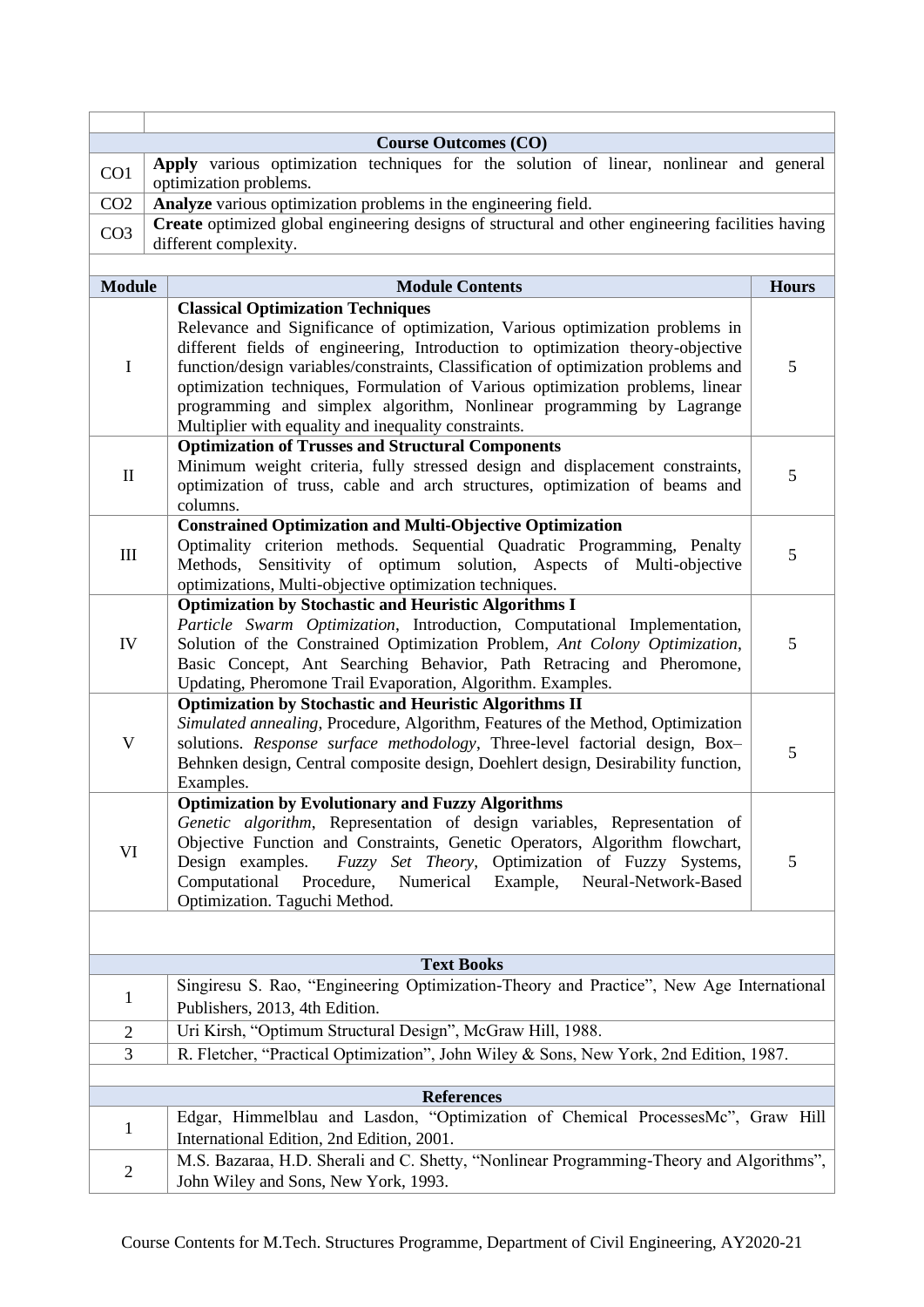| | |
|---|---|
| **Course Outcomes (CO)** | |
| CO1 | **Apply** various optimization techniques for the solution of linear, nonlinear and general optimization problems. |
| CO2 | **Analyze** various optimization problems in the engineering field. |
| CO3 | **Create** optimized global engineering designs of structural and other engineering facilities having different complexity. |

| Module | Module Contents | Hours |
|---|---|---|
| I | **Classical Optimization Techniques**<br>Relevance and Significance of optimization, Various optimization problems in different fields of engineering, Introduction to optimization theory-objective function/design variables/constraints, Classification of optimization problems and optimization techniques, Formulation of Various optimization problems, linear programming and simplex algorithm, Nonlinear programming by Lagrange Multiplier with equality and inequality constraints. | 5 |
| II | **Optimization of Trusses and Structural Components**<br>Minimum weight criteria, fully stressed design and displacement constraints, optimization of truss, cable and arch structures, optimization of beams and columns. | 5 |
| III | **Constrained Optimization and Multi-Objective Optimization**<br>Optimality criterion methods. Sequential Quadratic Programming, Penalty Methods, Sensitivity of optimum solution, Aspects of Multi-objective optimizations, Multi-objective optimization techniques. | 5 |
| IV | **Optimization by Stochastic and Heuristic Algorithms I**<br>*Particle Swarm Optimization*, Introduction, Computational Implementation, Solution of the Constrained Optimization Problem, *Ant Colony Optimization*, Basic Concept, Ant Searching Behavior, Path Retracing and Pheromone, Updating, Pheromone Trail Evaporation, Algorithm. Examples. | 5 |
| V | **Optimization by Stochastic and Heuristic Algorithms II**<br>*Simulated annealing*, Procedure, Algorithm, Features of the Method, Optimization solutions. *Response surface methodology*, Three-level factorial design, Box–Behnken design, Central composite design, Doehlert design, Desirability function, Examples. | 5 |
| VI | **Optimization by Evolutionary and Fuzzy Algorithms**<br>*Genetic algorithm*, Representation of design variables, Representation of Objective Function and Constraints, Genetic Operators, Algorithm flowchart, Design examples. *Fuzzy Set Theory*, Optimization of Fuzzy Systems, Computational Procedure, Numerical Example, Neural-Network-Based Optimization. Taguchi Method. | 5 |

| | **Text Books** |
|---|---|
| 1 | Singiresu S. Rao, "Engineering Optimization-Theory and Practice", New Age International Publishers, 2013, 4th Edition. |
| 2 | Uri Kirsh, "Optimum Structural Design", McGraw Hill, 1988. |
| 3 | R. Fletcher, "Practical Optimization", John Wiley & Sons, New York, 2nd Edition, 1987. |

| | **References** |
|---|---|
| 1 | Edgar, Himmelblau and Lasdon, "Optimization of Chemical ProcessesMc", Graw Hill International Edition, 2nd Edition, 2001. |
| 2 | M.S. Bazaraa, H.D. Sherali and C. Shetty, "Nonlinear Programming-Theory and Algorithms", John Wiley and Sons, New York, 1993. |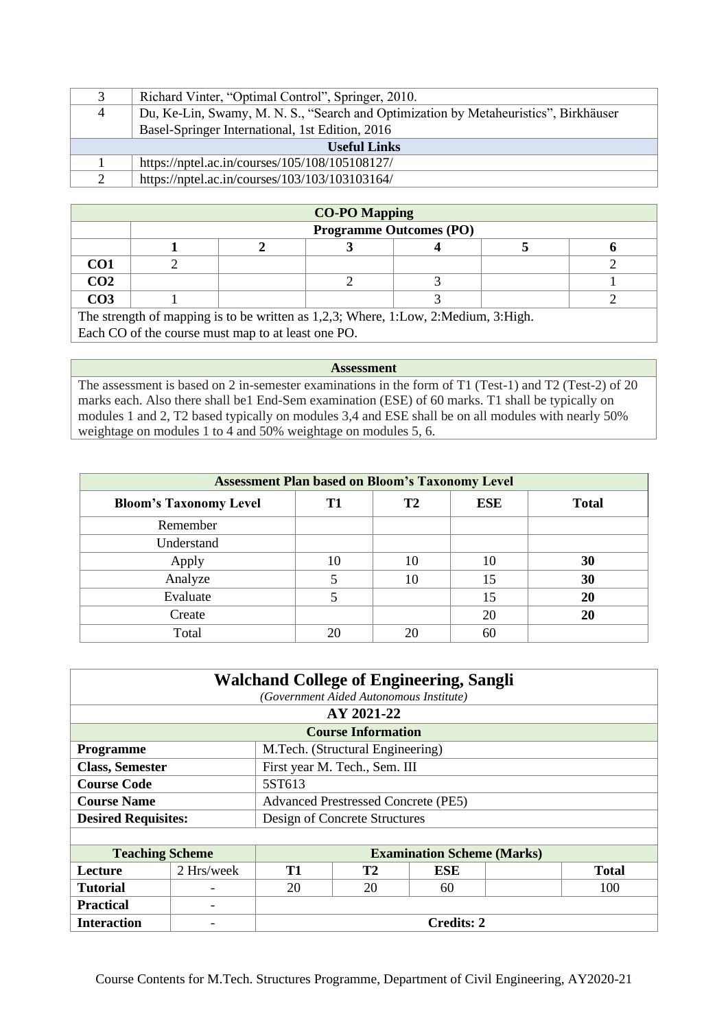| | |
|---|---|
| 3 | Richard Vinter, "Optimal Control", Springer, 2010. |
| 4 | Du, Ke-Lin, Swamy, M. N. S., "Search and Optimization by Metaheuristics", Birkhäuser Basel-Springer International, 1st Edition, 2016 |
| **Useful Links** | |
| 1 | https://nptel.ac.in/courses/105/108/105108127/ |
| 2 | https://nptel.ac.in/courses/103/103/103103164/ |

| **CO-PO Mapping** | | | | | | |
|---|---|---|---|---|---|---|
| | **Programme Outcomes (PO)** | | | | | |
| | **1** | **2** | **3** | **4** | **5** | **6** |
| **CO1** | 2 | | | | | 2 |
| **CO2** | | | 2 | 3 | | 1 |
| **CO3** | 1 | | | 3 | | 2 |

The strength of mapping is to be written as 1,2,3; Where, 1:Low, 2:Medium, 3:High.
Each CO of the course must map to at least one PO.

**Assessment**

The assessment is based on 2 in-semester examinations in the form of T1 (Test-1) and T2 (Test-2) of 20 marks each. Also there shall be1 End-Sem examination (ESE) of 60 marks. T1 shall be typically on modules 1 and 2, T2 based typically on modules 3,4 and ESE shall be on all modules with nearly 50% weightage on modules 1 to 4 and 50% weightage on modules 5, 6.

**Assessment Plan based on Bloom's Taxonomy Level**

| Bloom's Taxonomy Level | T1 | T2 | ESE | Total |
|---|---|---|---|---|
| Remember | | | | |
| Understand | | | | |
| Apply | 10 | 10 | 10 | **30** |
| Analyze | 5 | 10 | 15 | **30** |
| Evaluate | 5 | | 15 | **20** |
| Create | | | 20 | **20** |
| Total | 20 | 20 | 60 | |

## Walchand College of Engineering, Sangli

*(Government Aided Autonomous Institute)*

**AY 2021-22**

**Course Information**

| | |
|---|---|
| **Programme** | M.Tech. (Structural Engineering) |
| **Class, Semester** | First year M. Tech., Sem. III |
| **Course Code** | 5ST613 |
| **Course Name** | Advanced Prestressed Concrete (PE5) |
| **Desired Requisites:** | Design of Concrete Structures |

| **Teaching Scheme** | | **Examination Scheme (Marks)** | | | | |
|---|---|---|---|---|---|---|
| **Lecture** | 2 Hrs/week | **T1** | **T2** | **ESE** | | **Total** |
| **Tutorial** | - | 20 | 20 | 60 | | 100 |
| **Practical** | - | | | | | |
| **Interaction** | - | **Credits: 2** | | | | |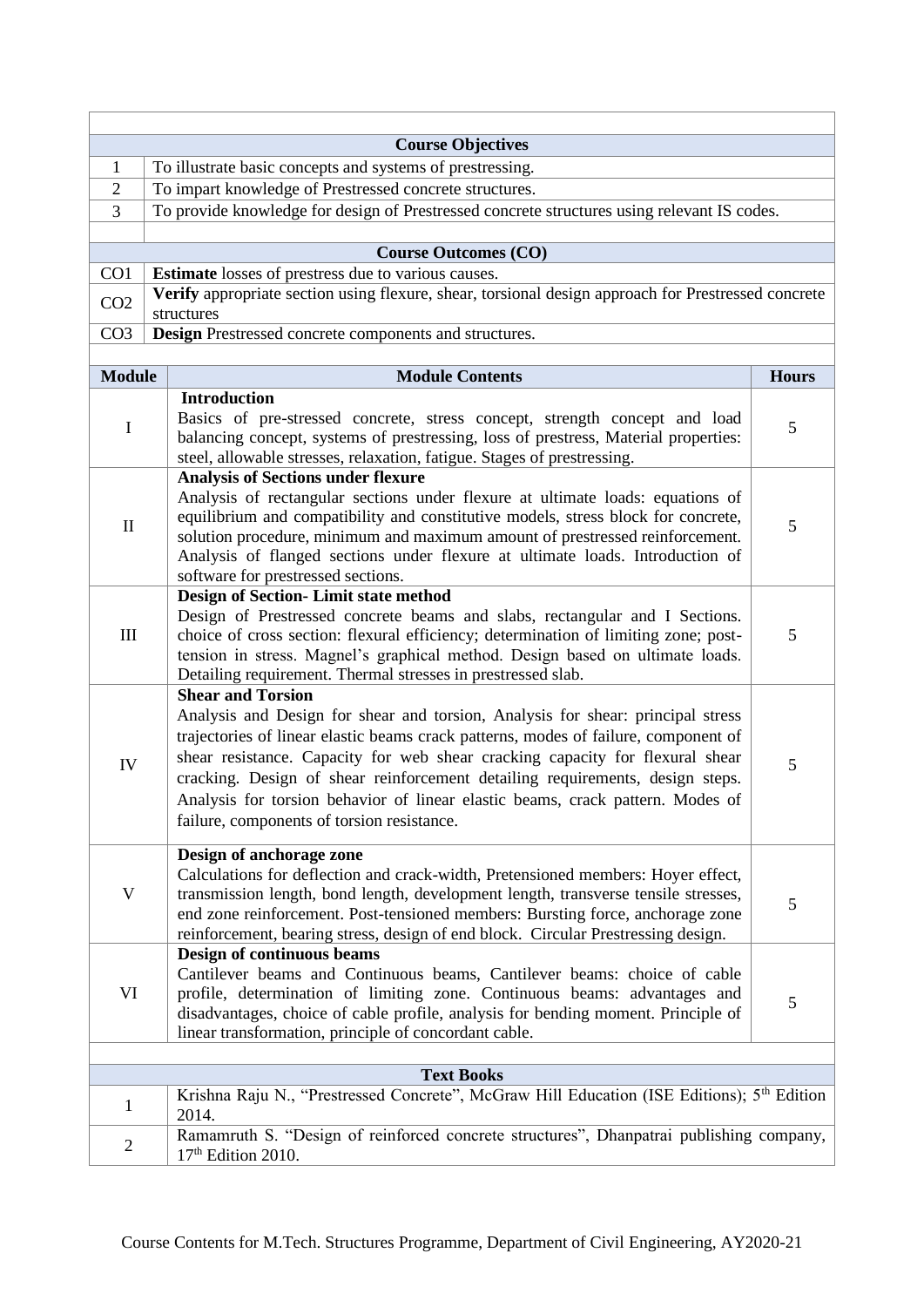| | Course Objectives |
|---|---|
| 1 | To illustrate basic concepts and systems of prestressing. |
| 2 | To impart knowledge of Prestressed concrete structures. |
| 3 | To provide knowledge for design of Prestressed concrete structures using relevant IS codes. |

| | Course Outcomes (CO) |
|---|---|
| CO1 | **Estimate** losses of prestress due to various causes. |
| CO2 | **Verify** appropriate section using flexure, shear, torsional design approach for Prestressed concrete structures |
| CO3 | **Design** Prestressed concrete components and structures. |

| Module | Module Contents | Hours |
|---|---|---|
| I | **Introduction** Basics of pre-stressed concrete, stress concept, strength concept and load balancing concept, systems of prestressing, loss of prestress, Material properties: steel, allowable stresses, relaxation, fatigue. Stages of prestressing. | 5 |
| II | **Analysis of Sections under flexure** Analysis of rectangular sections under flexure at ultimate loads: equations of equilibrium and compatibility and constitutive models, stress block for concrete, solution procedure, minimum and maximum amount of prestressed reinforcement. Analysis of flanged sections under flexure at ultimate loads. Introduction of software for prestressed sections. | 5 |
| III | **Design of Section- Limit state method** Design of Prestressed concrete beams and slabs, rectangular and I Sections. choice of cross section: flexural efficiency; determination of limiting zone; post-tension in stress. Magnel's graphical method. Design based on ultimate loads. Detailing requirement. Thermal stresses in prestressed slab. | 5 |
| IV | **Shear and Torsion** Analysis and Design for shear and torsion, Analysis for shear: principal stress trajectories of linear elastic beams crack patterns, modes of failure, component of shear resistance. Capacity for web shear cracking capacity for flexural shear cracking. Design of shear reinforcement detailing requirements, design steps. Analysis for torsion behavior of linear elastic beams, crack pattern. Modes of failure, components of torsion resistance. | 5 |
| V | **Design of anchorage zone** Calculations for deflection and crack-width, Pretensioned members: Hoyer effect, transmission length, bond length, development length, transverse tensile stresses, end zone reinforcement. Post-tensioned members: Bursting force, anchorage zone reinforcement, bearing stress, design of end block. Circular Prestressing design. | 5 |
| VI | **Design of continuous beams** Cantilever beams and Continuous beams, Cantilever beams: choice of cable profile, determination of limiting zone. Continuous beams: advantages and disadvantages, choice of cable profile, analysis for bending moment. Principle of linear transformation, principle of concordant cable. | 5 |

| | Text Books |
|---|---|
| 1 | Krishna Raju N., "Prestressed Concrete", McGraw Hill Education (ISE Editions); 5th Edition 2014. |
| 2 | Ramamruth S. "Design of reinforced concrete structures", Dhanpatrai publishing company, 17th Edition 2010. |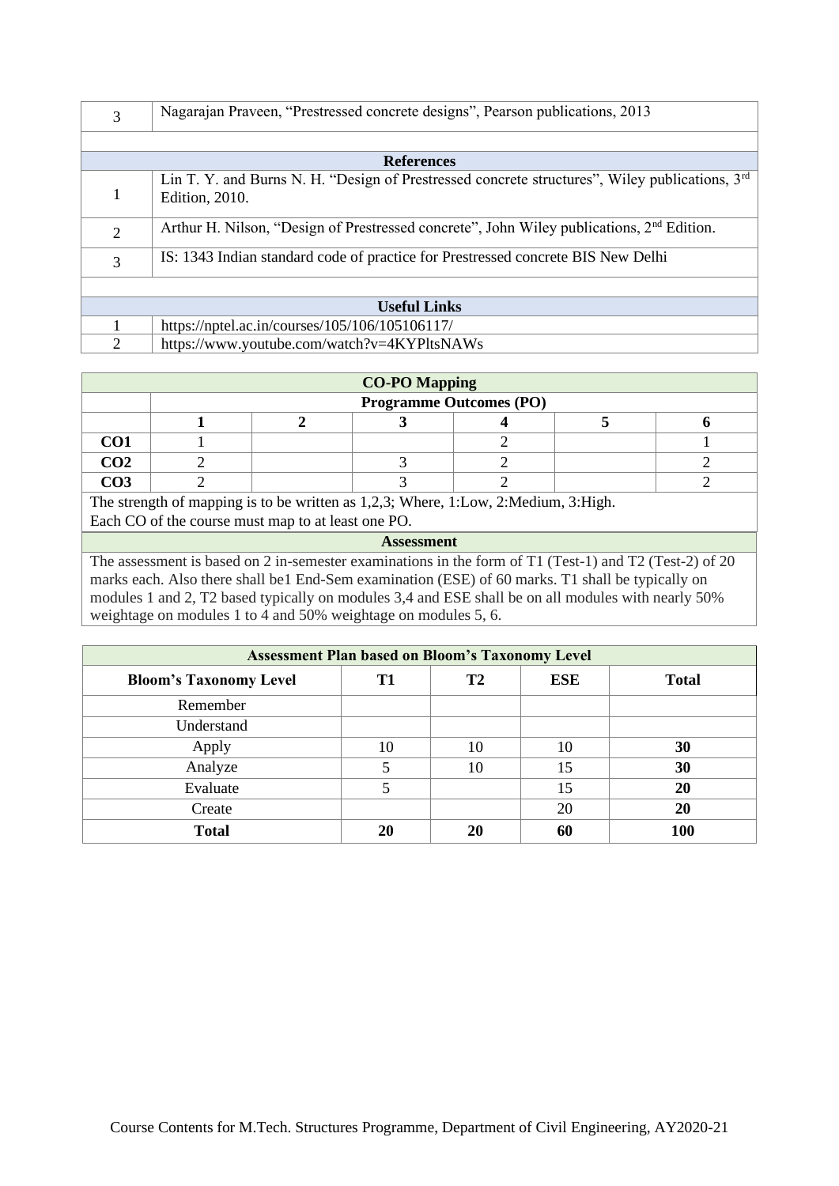| | |
|---|---|
| 3 | Nagarajan Praveen, "Prestressed concrete designs", Pearson publications, 2013 |

| **References** | |
|---|---|
| 1 | Lin T. Y. and Burns N. H. "Design of Prestressed concrete structures", Wiley publications, 3rd Edition, 2010. |
| 2 | Arthur H. Nilson, "Design of Prestressed concrete", John Wiley publications, 2nd Edition. |
| 3 | IS: 1343 Indian standard code of practice for Prestressed concrete BIS New Delhi |

| **Useful Links** | |
|---|---|
| 1 | https://nptel.ac.in/courses/105/106/105106117/ |
| 2 | https://www.youtube.com/watch?v=4KYPltsNAWs |

**CO-PO Mapping**

| | Programme Outcomes (PO) | | | | | |
|---|---|---|---|---|---|---|
| | **1** | **2** | **3** | **4** | **5** | **6** |
| **CO1** | 1 | | | 2 | | 1 |
| **CO2** | 2 | | 3 | 2 | | 2 |
| **CO3** | 2 | | 3 | 2 | | 2 |

The strength of mapping is to be written as 1,2,3; Where, 1:Low, 2:Medium, 3:High.
Each CO of the course must map to at least one PO.

**Assessment**

The assessment is based on 2 in-semester examinations in the form of T1 (Test-1) and T2 (Test-2) of 20 marks each. Also there shall be1 End-Sem examination (ESE) of 60 marks. T1 shall be typically on modules 1 and 2, T2 based typically on modules 3,4 and ESE shall be on all modules with nearly 50% weightage on modules 1 to 4 and 50% weightage on modules 5, 6.

**Assessment Plan based on Bloom's Taxonomy Level**

| Bloom's Taxonomy Level | T1 | T2 | ESE | Total |
|---|---|---|---|---|
| Remember | | | | |
| Understand | | | | |
| Apply | 10 | 10 | 10 | **30** |
| Analyze | 5 | 10 | 15 | **30** |
| Evaluate | 5 | | 15 | **20** |
| Create | | | 20 | **20** |
| **Total** | **20** | **20** | **60** | **100** |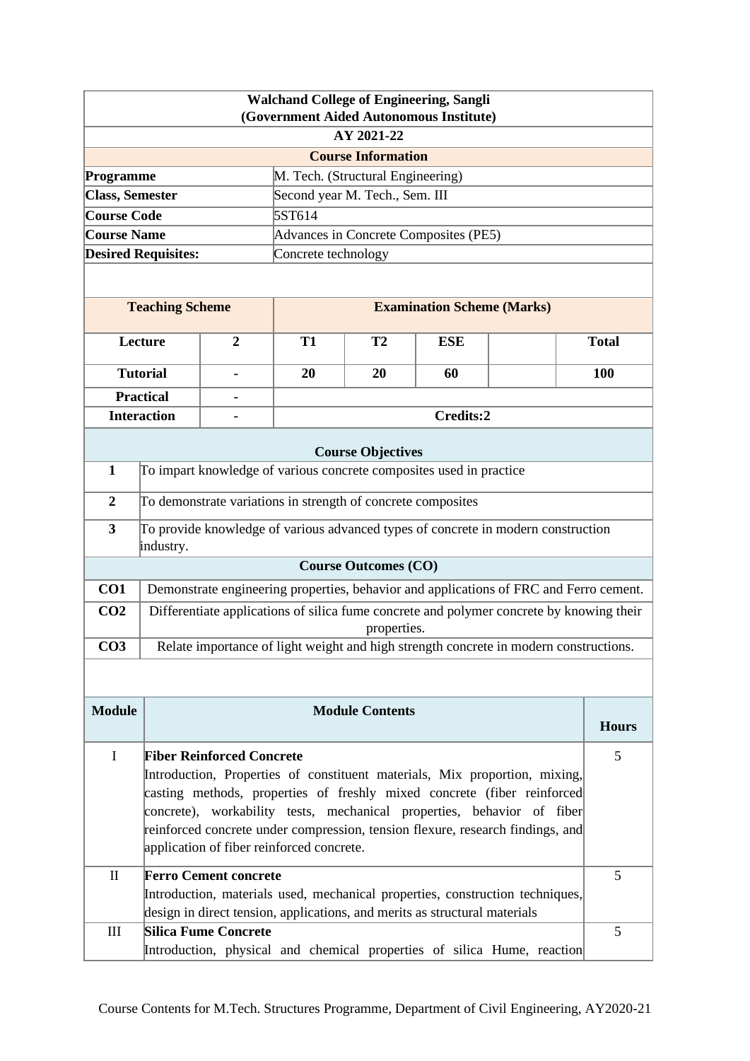| Walchand College of Engineering, Sangli (Government Aided Autonomous Institute) | | | | | | |
|---|---|---|---|---|---|---|
| AY 2021-22 | | | | | | |
| **Course Information** | | | | | | |
| **Programme** | | M. Tech. (Structural Engineering) | | | | |
| **Class, Semester** | | Second year M. Tech., Sem. III | | | | |
| **Course Code** | | 5ST614 | | | | |
| **Course Name** | | Advances in Concrete Composites (PE5) | | | | |
| **Desired Requisites:** | | Concrete technology | | | | |

| **Teaching Scheme** | | **Examination Scheme (Marks)** | | | | |
|---|---|---|---|---|---|---|
| **Lecture** | **2** | **T1** | **T2** | **ESE** | | **Total** |
| **Tutorial** | **-** | **20** | **20** | **60** | | **100** |
| **Practical** | **-** | | | | | |
| **Interaction** | **-** | **Credits:2** | | | | |

| **Course Objectives** | |
|---|---|
| **1** | To impart knowledge of various concrete composites used in practice |
| **2** | To demonstrate variations in strength of concrete composites |
| **3** | To provide knowledge of various advanced types of concrete in modern construction industry. |

| **Course Outcomes (CO)** | |
|---|---|
| **CO1** | Demonstrate engineering properties, behavior and applications of FRC and Ferro cement. |
| **CO2** | Differentiate applications of silica fume concrete and polymer concrete by knowing their properties. |
| **CO3** | Relate importance of light weight and high strength concrete in modern constructions. |

| **Module** | **Module Contents** | **Hours** |
|---|---|---|
| I | **Fiber Reinforced Concrete**<br>Introduction, Properties of constituent materials, Mix proportion, mixing, casting methods, properties of freshly mixed concrete (fiber reinforced concrete), workability tests, mechanical properties, behavior of fiber reinforced concrete under compression, tension flexure, research findings, and application of fiber reinforced concrete. | 5 |
| II | **Ferro Cement concrete**<br>Introduction, materials used, mechanical properties, construction techniques, design in direct tension, applications, and merits as structural materials | 5 |
| III | **Silica Fume Concrete**<br>Introduction, physical and chemical properties of silica Hume, reaction | 5 |

Course Contents for M.Tech. Structures Programme, Department of Civil Engineering, AY2020-21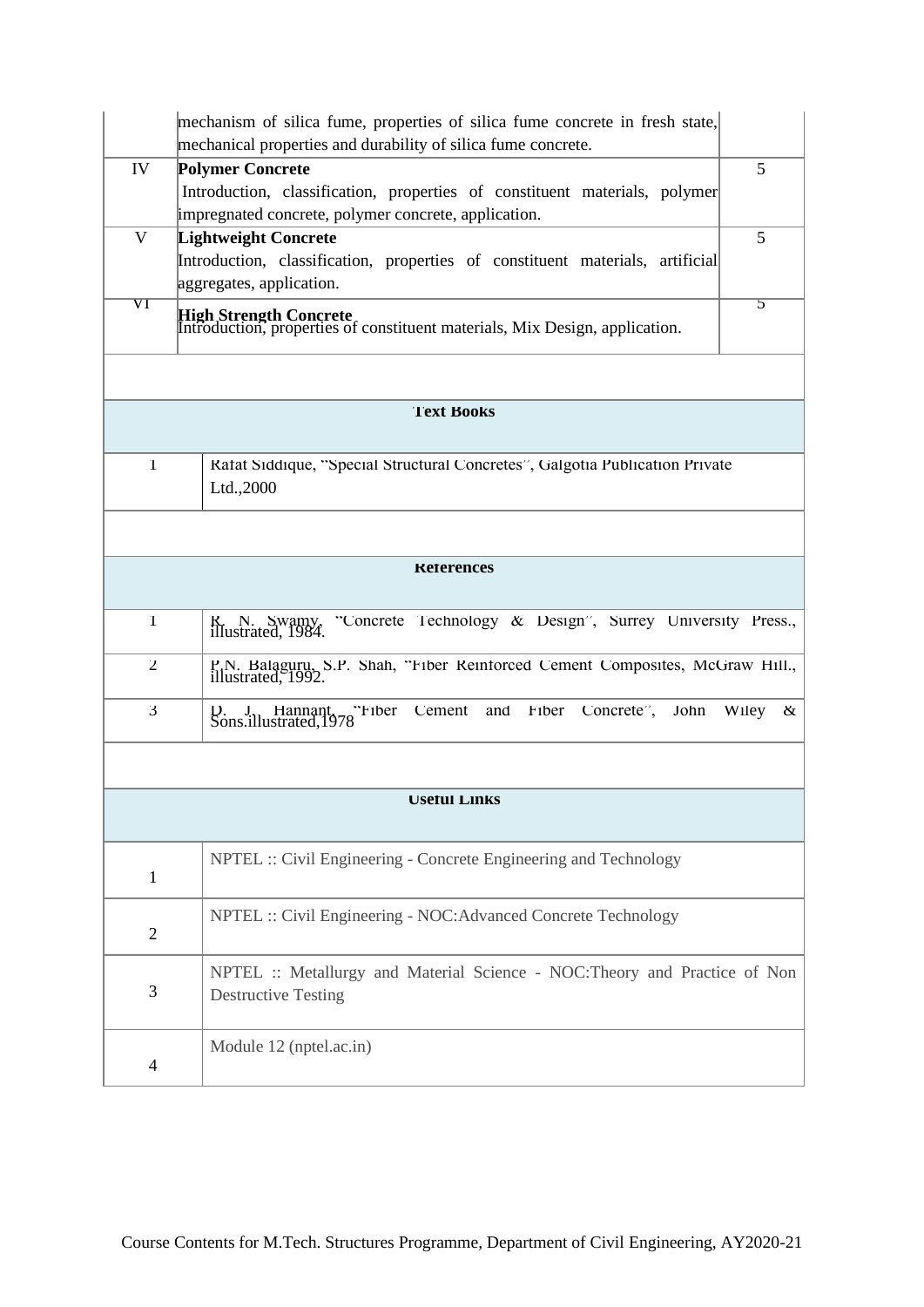|  |  |  |
|---|---|---|
|  | mechanism of silica fume, properties of silica fume concrete in fresh state, mechanical properties and durability of silica fume concrete. |  |
| IV | **Polymer Concrete**<br>Introduction, classification, properties of constituent materials, polymer impregnated concrete, polymer concrete, application. | 5 |
| V | **Lightweight Concrete**<br>Introduction, classification, properties of constituent materials, artificial aggregates, application. | 5 |
| VI | **High Strength Concrete**<br>Introduction, properties of constituent materials, Mix Design, application. | 5 |

| **Text Books** |  |
|---|---|
| 1 | Rafat Siddique, "Special Structural Concretes", Galgotia Publication Private Ltd.,2000 |

| **References** |  |
|---|---|
| 1 | R. N. Swamy, "Concrete Technology & Design", Surrey University Press., illustrated, 1984. |
| 2 | P.N. Balaguru, S.P. Shah, "Fiber Reinforced Cement Composites, McGraw Hill., illustrated, 1992. |
| 3 | D. J. Hannant, "Fiber Cement and Fiber Concrete", John Wiley & Sons.illustrated,1978 |

| **Useful Links** |  |
|---|---|
| 1 | NPTEL :: Civil Engineering - Concrete Engineering and Technology |
| 2 | NPTEL :: Civil Engineering - NOC:Advanced Concrete Technology |
| 3 | NPTEL :: Metallurgy and Material Science - NOC:Theory and Practice of Non Destructive Testing |
| 4 | Module 12 (nptel.ac.in) |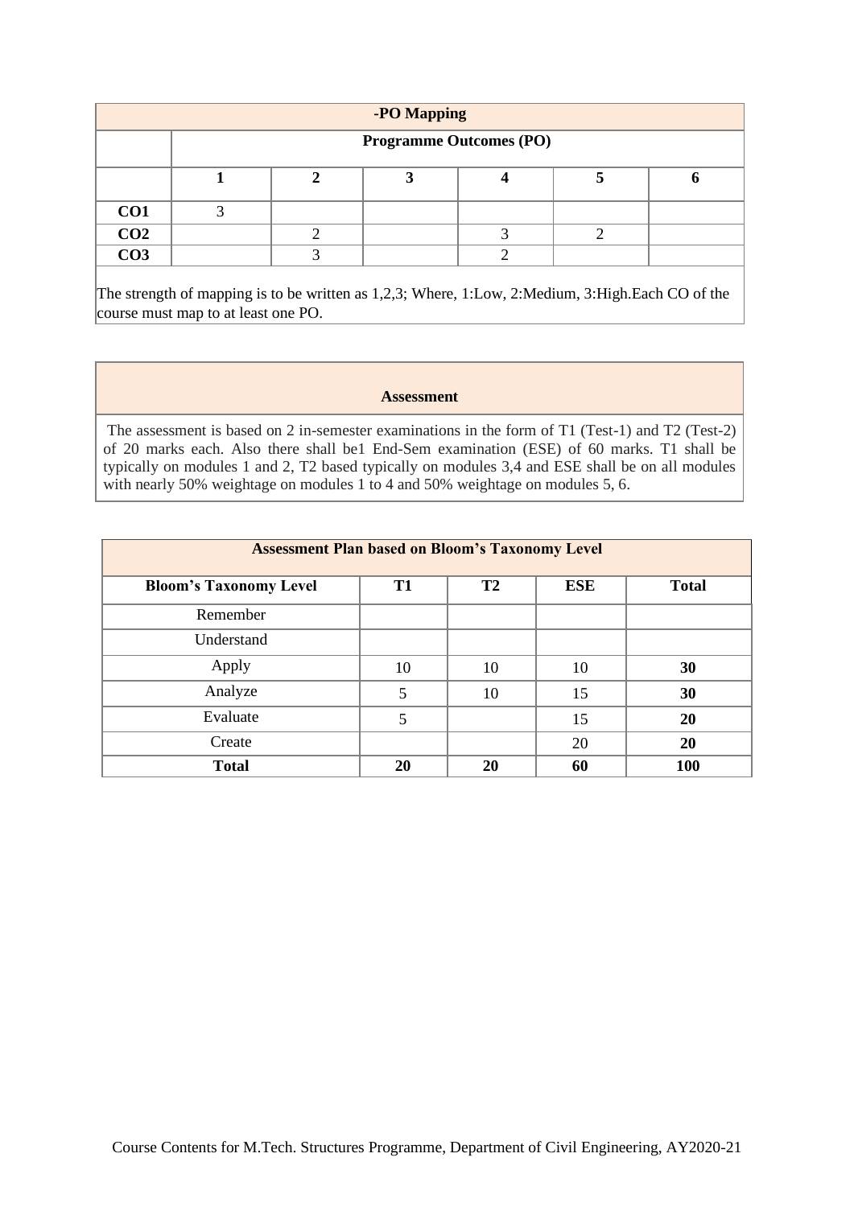| -PO Mapping | | | | | | |
|---|---|---|---|---|---|---|
| | **Programme Outcomes (PO)** | | | | | |
| | **1** | **2** | **3** | **4** | **5** | **6** |
| **CO1** | 3 | | | | | |
| **CO2** | | 2 | | 3 | 2 | |
| **CO3** | | 3 | | 2 | | |

The strength of mapping is to be written as 1,2,3; Where, 1:Low, 2:Medium, 3:High.Each CO of the course must map to at least one PO.

**Assessment**

The assessment is based on 2 in-semester examinations in the form of T1 (Test-1) and T2 (Test-2) of 20 marks each. Also there shall be1 End-Sem examination (ESE) of 60 marks. T1 shall be typically on modules 1 and 2, T2 based typically on modules 3,4 and ESE shall be on all modules with nearly 50% weightage on modules 1 to 4 and 50% weightage on modules 5, 6.

**Assessment Plan based on Bloom's Taxonomy Level**

| Bloom's Taxonomy Level | T1 | T2 | ESE | Total |
|---|---|---|---|---|
| Remember | | | | |
| Understand | | | | |
| Apply | 10 | 10 | 10 | **30** |
| Analyze | 5 | 10 | 15 | **30** |
| Evaluate | 5 | | 15 | **20** |
| Create | | | 20 | **20** |
| **Total** | **20** | **20** | **60** | **100** |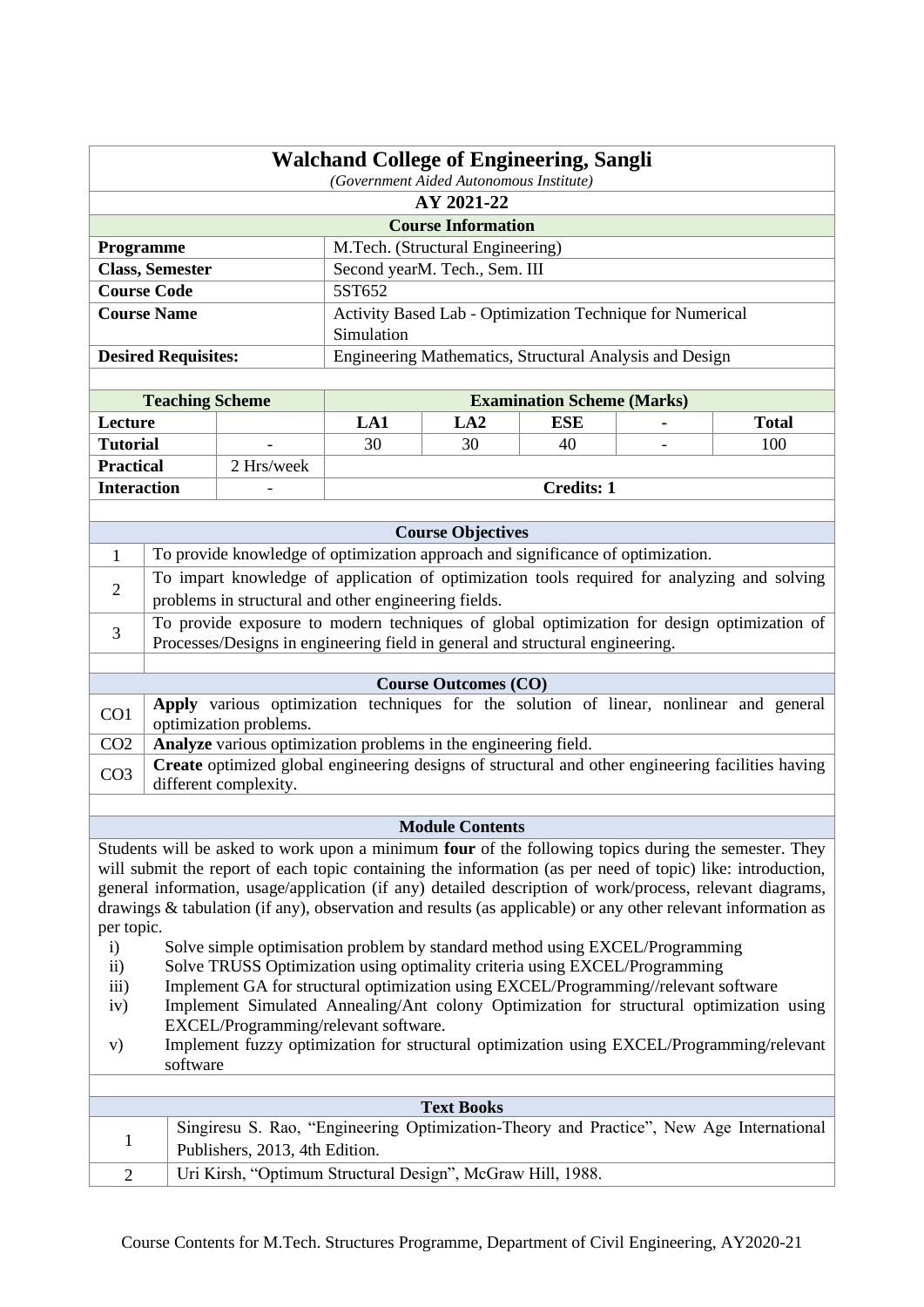# Walchand College of Engineering, Sangli

*(Government Aided Autonomous Institute)*

## AY 2021-22

### Course Information

| | |
|---|---|
| **Programme** | M.Tech. (Structural Engineering) |
| **Class, Semester** | Second yearM. Tech., Sem. III |
| **Course Code** | 5ST652 |
| **Course Name** | Activity Based Lab - Optimization Technique for Numerical Simulation |
| **Desired Requisites:** | Engineering Mathematics, Structural Analysis and Design |

| **Teaching Scheme** | | **Examination Scheme (Marks)** | | | | |
|---|---|---|---|---|---|---|
| **Lecture** | | **LA1** | **LA2** | **ESE** | **-** | **Total** |
| **Tutorial** | - | 30 | 30 | 40 | - | 100 |
| **Practical** | 2 Hrs/week | | | | | |
| **Interaction** | - | **Credits: 1** | | | | |

### Course Objectives

| | |
|---|---|
| 1 | To provide knowledge of optimization approach and significance of optimization. |
| 2 | To impart knowledge of application of optimization tools required for analyzing and solving problems in structural and other engineering fields. |
| 3 | To provide exposure to modern techniques of global optimization for design optimization of Processes/Designs in engineering field in general and structural engineering. |

### Course Outcomes (CO)

| | |
|---|---|
| CO1 | **Apply** various optimization techniques for the solution of linear, nonlinear and general optimization problems. |
| CO2 | **Analyze** various optimization problems in the engineering field. |
| CO3 | **Create** optimized global engineering designs of structural and other engineering facilities having different complexity. |

### Module Contents

Students will be asked to work upon a minimum **four** of the following topics during the semester. They will submit the report of each topic containing the information (as per need of topic) like: introduction, general information, usage/application (if any) detailed description of work/process, relevant diagrams, drawings & tabulation (if any), observation and results (as applicable) or any other relevant information as per topic.

- i) Solve simple optimisation problem by standard method using EXCEL/Programming
- ii) Solve TRUSS Optimization using optimality criteria using EXCEL/Programming
- iii) Implement GA for structural optimization using EXCEL/Programming//relevant software
- iv) Implement Simulated Annealing/Ant colony Optimization for structural optimization using EXCEL/Programming/relevant software.
- v) Implement fuzzy optimization for structural optimization using EXCEL/Programming/relevant software

### Text Books

| | |
|---|---|
| 1 | Singiresu S. Rao, "Engineering Optimization-Theory and Practice", New Age International Publishers, 2013, 4th Edition. |
| 2 | Uri Kirsh, "Optimum Structural Design", McGraw Hill, 1988. |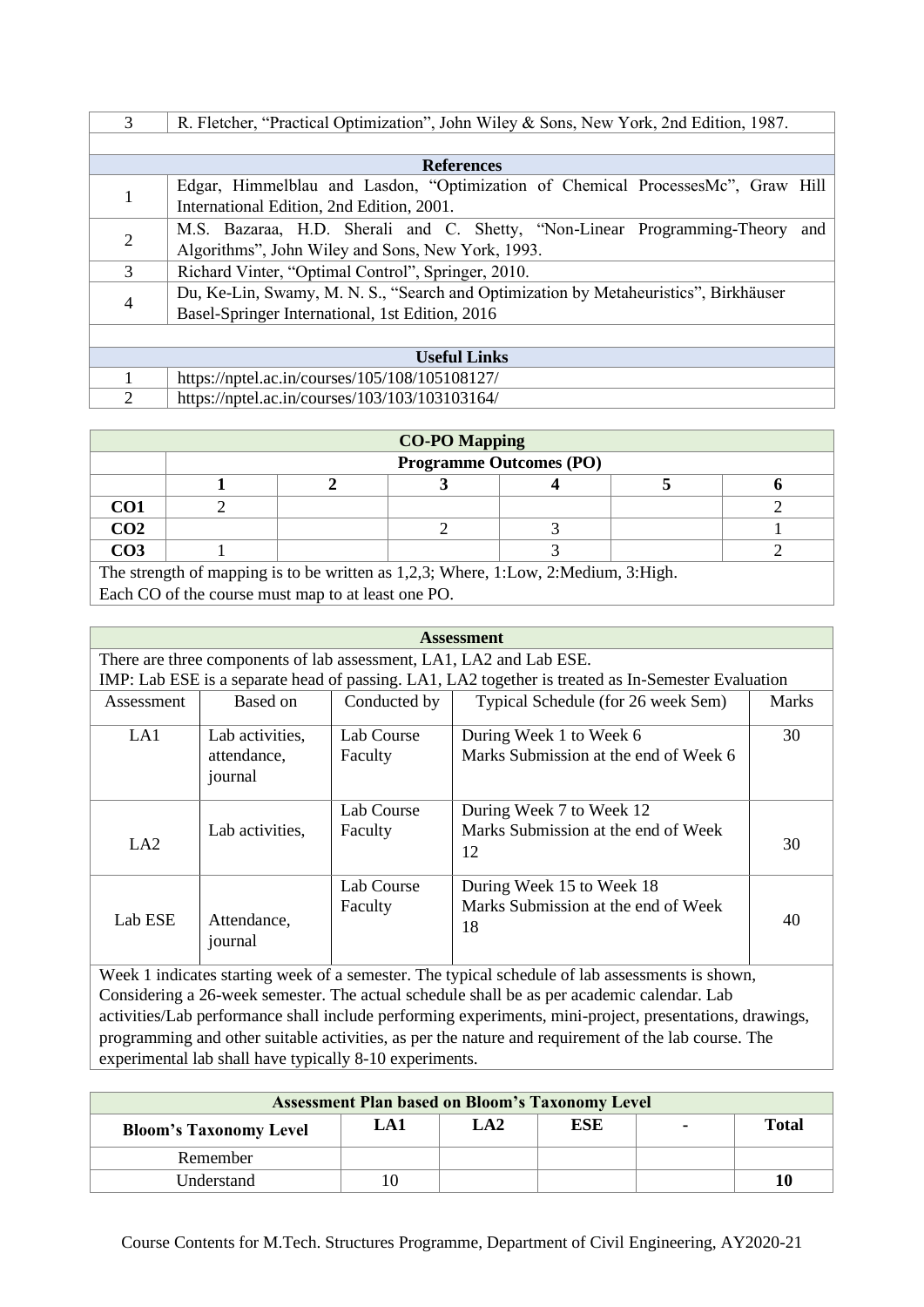| 3 | R. Fletcher, "Practical Optimization", John Wiley & Sons, New York, 2nd Edition, 1987. |
|---|---|

| References | |
|---|---|
| 1 | Edgar, Himmelblau and Lasdon, "Optimization of Chemical ProcessesMc", Graw Hill International Edition, 2nd Edition, 2001. |
| 2 | M.S. Bazaraa, H.D. Sherali and C. Shetty, "Non-Linear Programming-Theory and Algorithms", John Wiley and Sons, New York, 1993. |
| 3 | Richard Vinter, "Optimal Control", Springer, 2010. |
| 4 | Du, Ke-Lin, Swamy, M. N. S., "Search and Optimization by Metaheuristics", Birkhäuser Basel-Springer International, 1st Edition, 2016 |

| Useful Links | |
|---|---|
| 1 | https://nptel.ac.in/courses/105/108/105108127/ |
| 2 | https://nptel.ac.in/courses/103/103/103103164/ |

**CO-PO Mapping**

| | Programme Outcomes (PO) | | | | | |
|---|---|---|---|---|---|---|
| | 1 | 2 | 3 | 4 | 5 | 6 |
| CO1 | 2 | | | | | 2 |
| CO2 | | | 2 | 3 | | 1 |
| CO3 | 1 | | | 3 | | 2 |

The strength of mapping is to be written as 1,2,3; Where, 1:Low, 2:Medium, 3:High.
Each CO of the course must map to at least one PO.

**Assessment**

There are three components of lab assessment, LA1, LA2 and Lab ESE.
IMP: Lab ESE is a separate head of passing. LA1, LA2 together is treated as In-Semester Evaluation

| Assessment | Based on | Conducted by | Typical Schedule (for 26 week Sem) | Marks |
|---|---|---|---|---|
| LA1 | Lab activities, attendance, journal | Lab Course Faculty | During Week 1 to Week 6<br>Marks Submission at the end of Week 6 | 30 |
| LA2 | Lab activities, | Lab Course Faculty | During Week 7 to Week 12<br>Marks Submission at the end of Week 12 | 30 |
| Lab ESE | Attendance, journal | Lab Course Faculty | During Week 15 to Week 18<br>Marks Submission at the end of Week 18 | 40 |

Week 1 indicates starting week of a semester. The typical schedule of lab assessments is shown, Considering a 26-week semester. The actual schedule shall be as per academic calendar. Lab activities/Lab performance shall include performing experiments, mini-project, presentations, drawings, programming and other suitable activities, as per the nature and requirement of the lab course. The experimental lab shall have typically 8-10 experiments.

**Assessment Plan based on Bloom's Taxonomy Level**

| Bloom's Taxonomy Level | LA1 | LA2 | ESE | - | Total |
|---|---|---|---|---|---|
| Remember | | | | | |
| Understand | 10 | | | | **10** |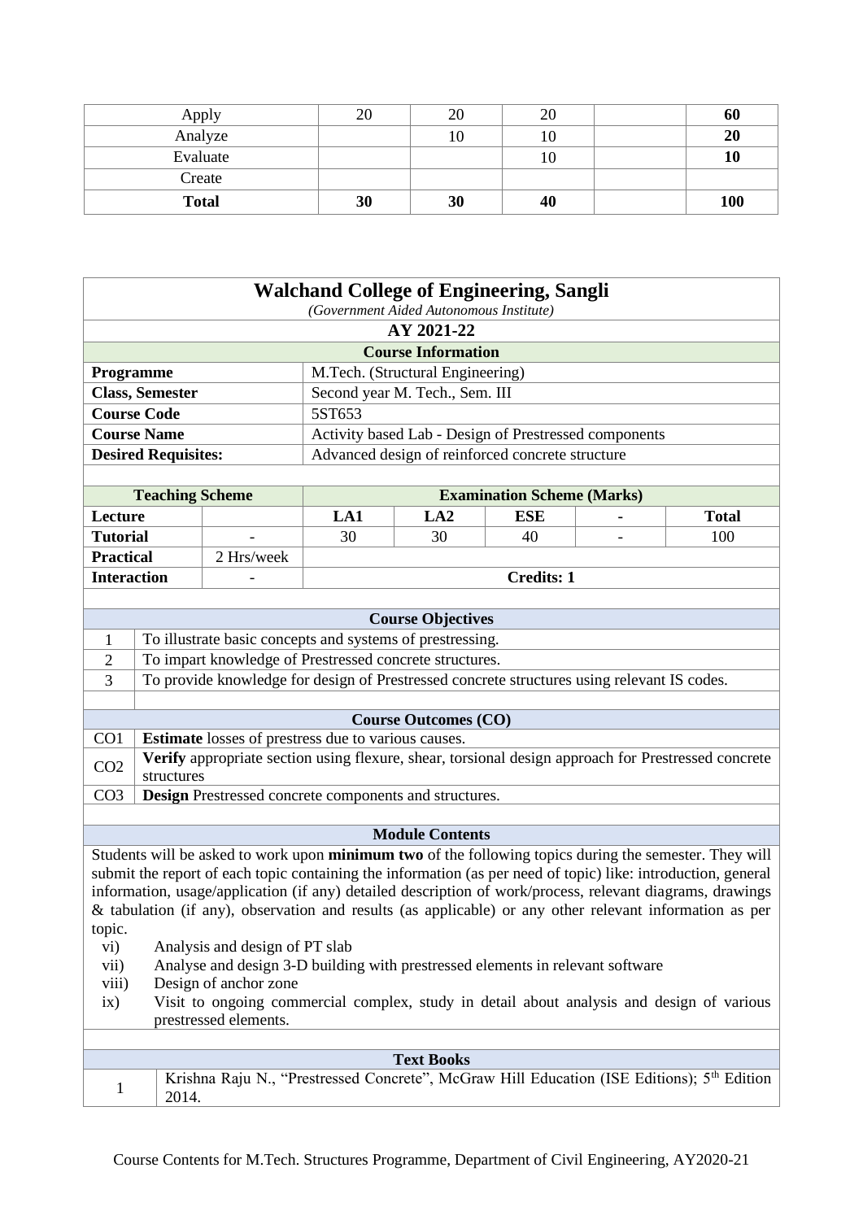| Apply | 20 | 20 | 20 | | **60** |
|---|---|---|---|---|---|
| Analyze | | 10 | 10 | | **20** |
| Evaluate | | | 10 | | **10** |
| Create | | | | | |
| **Total** | **30** | **30** | **40** | | **100** |

## Walchand College of Engineering, Sangli

*(Government Aided Autonomous Institute)*

**AY 2021-22**

### Course Information

| | |
|---|---|
| **Programme** | M.Tech. (Structural Engineering) |
| **Class, Semester** | Second year M. Tech., Sem. III |
| **Course Code** | 5ST653 |
| **Course Name** | Activity based Lab - Design of Prestressed components |
| **Desired Requisites:** | Advanced design of reinforced concrete structure |

| **Teaching Scheme** | | **Examination Scheme (Marks)** | | | | |
|---|---|---|---|---|---|---|
| **Lecture** | | **LA1** | **LA2** | **ESE** | **-** | **Total** |
| **Tutorial** | - | 30 | 30 | 40 | - | 100 |
| **Practical** | 2 Hrs/week | | | | | |
| **Interaction** | - | **Credits: 1** | | | | |

### Course Objectives

| | |
|---|---|
| 1 | To illustrate basic concepts and systems of prestressing. |
| 2 | To impart knowledge of Prestressed concrete structures. |
| 3 | To provide knowledge for design of Prestressed concrete structures using relevant IS codes. |

### Course Outcomes (CO)

| | |
|---|---|
| CO1 | **Estimate** losses of prestress due to various causes. |
| CO2 | **Verify** appropriate section using flexure, shear, torsional design approach for Prestressed concrete structures |
| CO3 | **Design** Prestressed concrete components and structures. |

### Module Contents

Students will be asked to work upon **minimum two** of the following topics during the semester. They will submit the report of each topic containing the information (as per need of topic) like: introduction, general information, usage/application (if any) detailed description of work/process, relevant diagrams, drawings & tabulation (if any), observation and results (as applicable) or any other relevant information as per topic.

- vi) Analysis and design of PT slab
- vii) Analyse and design 3-D building with prestressed elements in relevant software
- viii) Design of anchor zone
- ix) Visit to ongoing commercial complex, study in detail about analysis and design of various prestressed elements.

### Text Books

| | |
|---|---|
| 1 | Krishna Raju N., "Prestressed Concrete", McGraw Hill Education (ISE Editions); 5th Edition 2014. |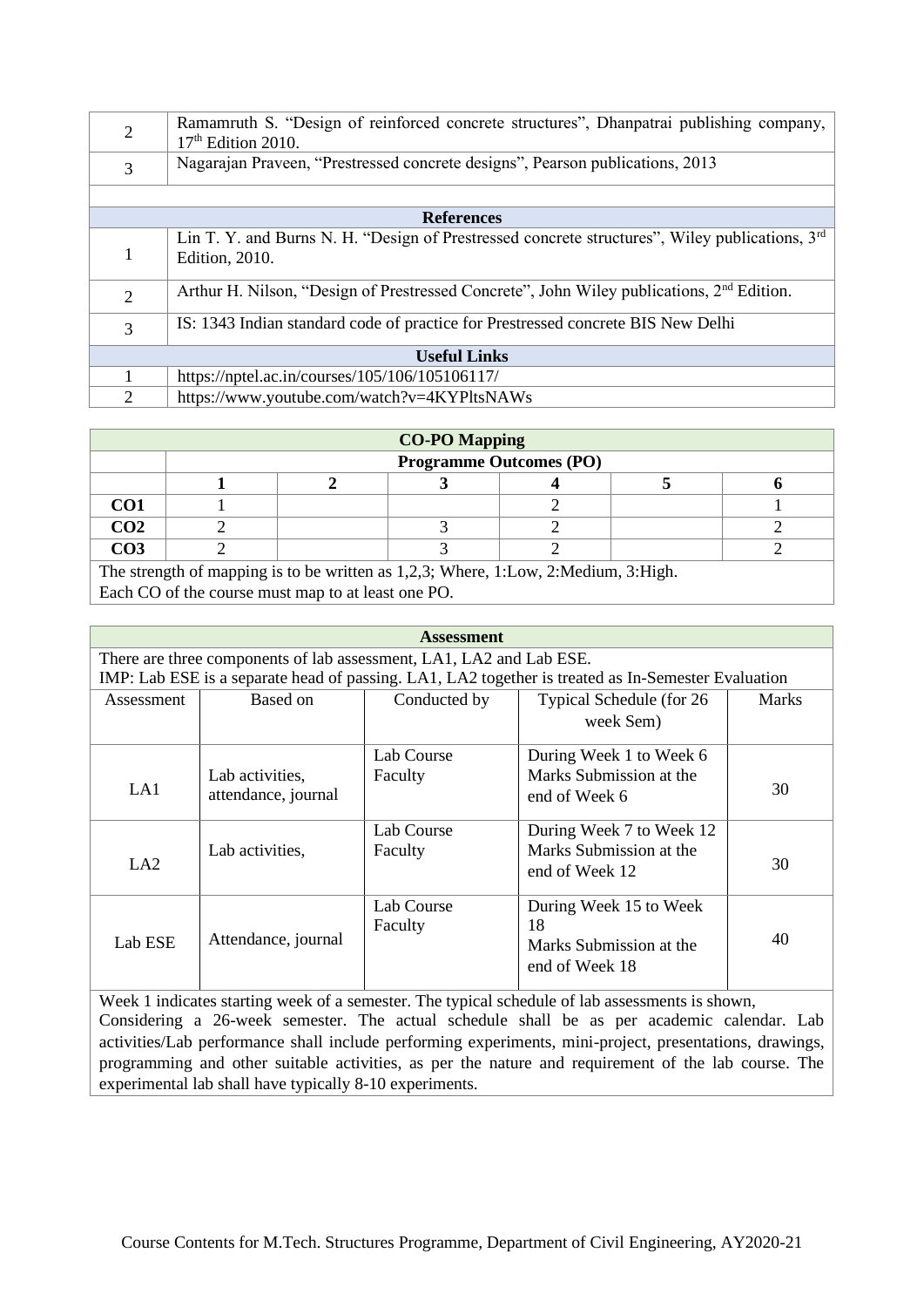| | |
|---|---|
| 2 | Ramamruth S. "Design of reinforced concrete structures", Dhanpatrai publishing company, 17th Edition 2010. |
| 3 | Nagarajan Praveen, "Prestressed concrete designs", Pearson publications, 2013 |

| **References** | |
|---|---|
| 1 | Lin T. Y. and Burns N. H. "Design of Prestressed concrete structures", Wiley publications, 3rd Edition, 2010. |
| 2 | Arthur H. Nilson, "Design of Prestressed Concrete", John Wiley publications, 2nd Edition. |
| 3 | IS: 1343 Indian standard code of practice for Prestressed concrete BIS New Delhi |

| **Useful Links** | |
|---|---|
| 1 | https://nptel.ac.in/courses/105/106/105106117/ |
| 2 | https://www.youtube.com/watch?v=4KYPltsNAWs |

**CO-PO Mapping**

| | **Programme Outcomes (PO)** | | | | | |
|---|---|---|---|---|---|---|
| | **1** | **2** | **3** | **4** | **5** | **6** |
| **CO1** | 1 | | | 2 | | 1 |
| **CO2** | 2 | | 3 | 2 | | 2 |
| **CO3** | 2 | | 3 | 2 | | 2 |

The strength of mapping is to be written as 1,2,3; Where, 1:Low, 2:Medium, 3:High.
Each CO of the course must map to at least one PO.

**Assessment**

There are three components of lab assessment, LA1, LA2 and Lab ESE.
IMP: Lab ESE is a separate head of passing. LA1, LA2 together is treated as In-Semester Evaluation

| Assessment | Based on | Conducted by | Typical Schedule (for 26 week Sem) | Marks |
|---|---|---|---|---|
| LA1 | Lab activities, attendance, journal | Lab Course Faculty | During Week 1 to Week 6 Marks Submission at the end of Week 6 | 30 |
| LA2 | Lab activities, | Lab Course Faculty | During Week 7 to Week 12 Marks Submission at the end of Week 12 | 30 |
| Lab ESE | Attendance, journal | Lab Course Faculty | During Week 15 to Week 18 Marks Submission at the end of Week 18 | 40 |

Week 1 indicates starting week of a semester. The typical schedule of lab assessments is shown, Considering a 26-week semester. The actual schedule shall be as per academic calendar. Lab activities/Lab performance shall include performing experiments, mini-project, presentations, drawings, programming and other suitable activities, as per the nature and requirement of the lab course. The experimental lab shall have typically 8-10 experiments.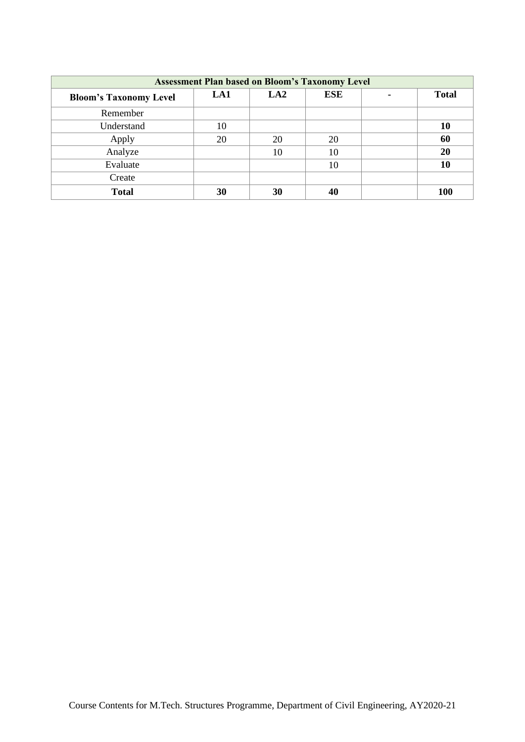| Assessment Plan based on Bloom's Taxonomy Level | | | | | |
|---|---|---|---|---|---|
| **Bloom's Taxonomy Level** | **LA1** | **LA2** | **ESE** | **-** | **Total** |
| Remember | | | | | |
| Understand | 10 | | | | **10** |
| Apply | 20 | 20 | 20 | | **60** |
| Analyze | | 10 | 10 | | **20** |
| Evaluate | | | 10 | | **10** |
| Create | | | | | |
| **Total** | **30** | **30** | **40** | | **100** |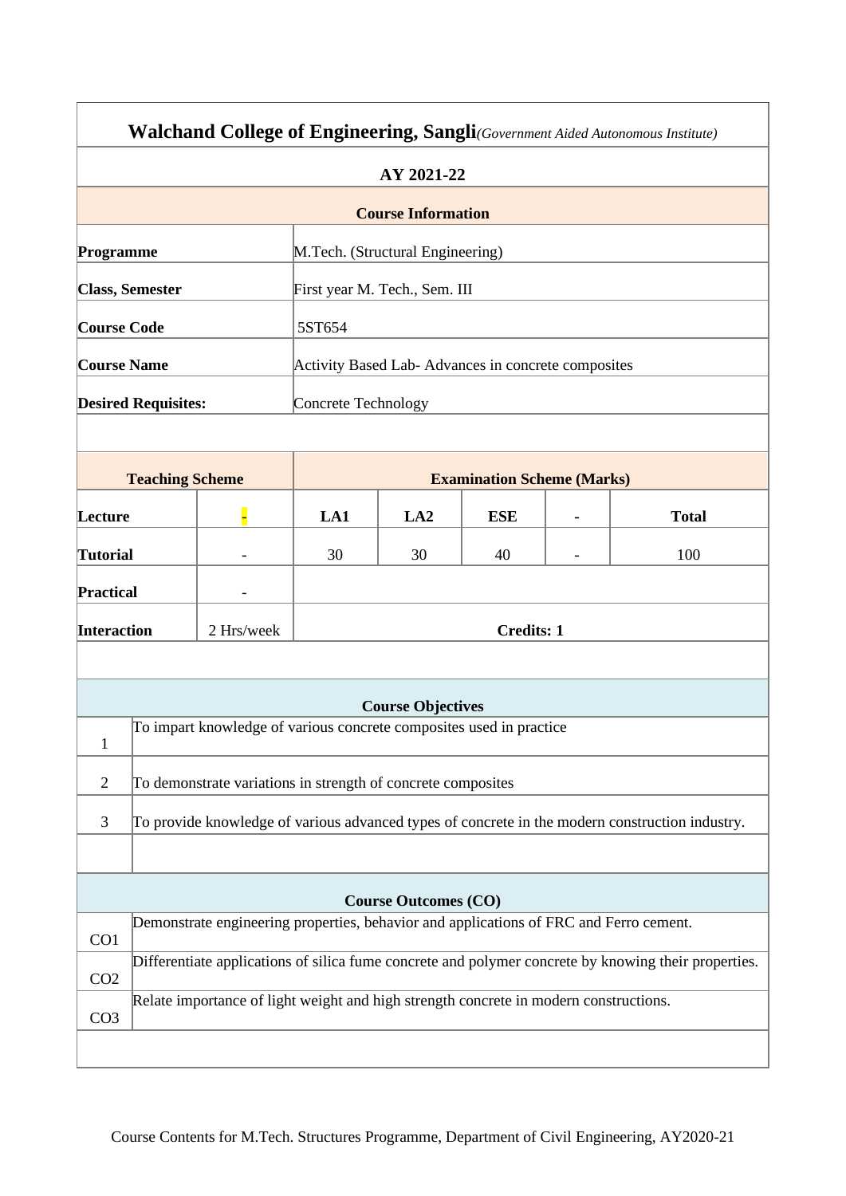**Walchand College of Engineering, Sangli** *(Government Aided Autonomous Institute)*

**AY 2021-22**

**Course Information**

| | |
|---|---|
| **Programme** | M.Tech. (Structural Engineering) |
| **Class, Semester** | First year M. Tech., Sem. III |
| **Course Code** | 5ST654 |
| **Course Name** | Activity Based Lab- Advances in concrete composites |
| **Desired Requisites:** | Concrete Technology |

| **Teaching Scheme** | | **Examination Scheme (Marks)** | | | | |
|---|---|---|---|---|---|---|
| **Lecture** | - | **LA1** | **LA2** | **ESE** | **-** | **Total** |
| **Tutorial** | - | 30 | 30 | 40 | - | 100 |
| **Practical** | - | | | | | |
| **Interaction** | 2 Hrs/week | **Credits: 1** | | | | |

**Course Objectives**

| | |
|---|---|
| 1 | To impart knowledge of various concrete composites used in practice |
| 2 | To demonstrate variations in strength of concrete composites |
| 3 | To provide knowledge of various advanced types of concrete in the modern construction industry. |

**Course Outcomes (CO)**

| | |
|---|---|
| CO1 | Demonstrate engineering properties, behavior and applications of FRC and Ferro cement. |
| CO2 | Differentiate applications of silica fume concrete and polymer concrete by knowing their properties. |
| CO3 | Relate importance of light weight and high strength concrete in modern constructions. |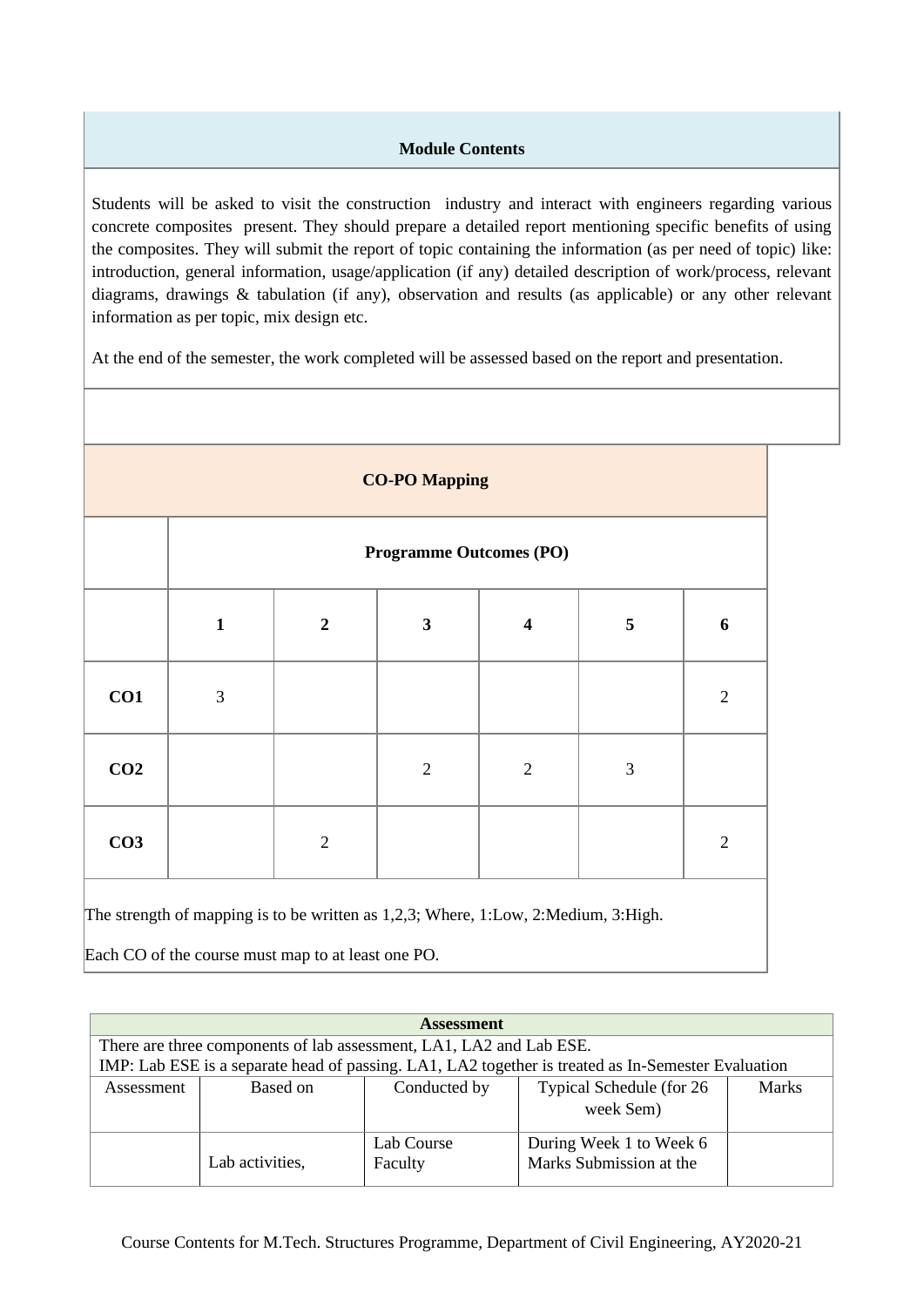**Module Contents**

Students will be asked to visit the construction industry and interact with engineers regarding various concrete composites present. They should prepare a detailed report mentioning specific benefits of using the composites. They will submit the report of topic containing the information (as per need of topic) like: introduction, general information, usage/application (if any) detailed description of work/process, relevant diagrams, drawings & tabulation (if any), observation and results (as applicable) or any other relevant information as per topic, mix design etc.

At the end of the semester, the work completed will be assessed based on the report and presentation.

**CO-PO Mapping**

| | **Programme Outcomes (PO)** | | | | | |
|---|---|---|---|---|---|---|
| | **1** | **2** | **3** | **4** | **5** | **6** |
| **CO1** | 3 | | | | | 2 |
| **CO2** | | | 2 | 2 | 3 | |
| **CO3** | | 2 | | | | 2 |

The strength of mapping is to be written as 1,2,3; Where, 1:Low, 2:Medium, 3:High.

Each CO of the course must map to at least one PO.

**Assessment**

There are three components of lab assessment, LA1, LA2 and Lab ESE.

IMP: Lab ESE is a separate head of passing. LA1, LA2 together is treated as In-Semester Evaluation

| Assessment | Based on | Conducted by | Typical Schedule (for 26 week Sem) | Marks |
|---|---|---|---|---|
| | Lab activities, | Lab Course Faculty | During Week 1 to Week 6 Marks Submission at the | |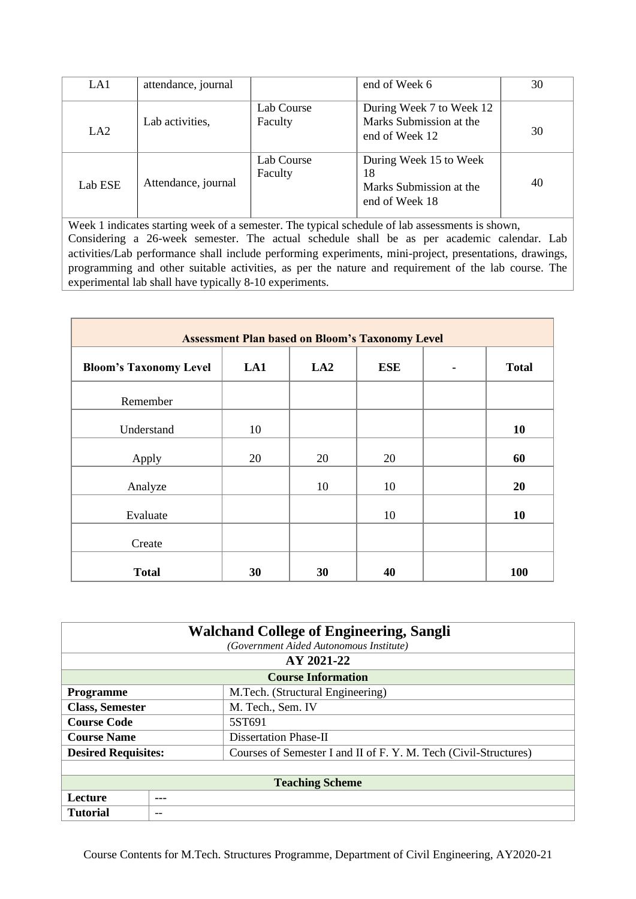| LA1 | attendance, journal | | end of Week 6 | 30 |
|---|---|---|---|---|
| LA2 | Lab activities, | Lab Course Faculty | During Week 7 to Week 12 Marks Submission at the end of Week 12 | 30 |
| Lab ESE | Attendance, journal | Lab Course Faculty | During Week 15 to Week 18 Marks Submission at the end of Week 18 | 40 |

Week 1 indicates starting week of a semester. The typical schedule of lab assessments is shown, Considering a 26-week semester. The actual schedule shall be as per academic calendar. Lab activities/Lab performance shall include performing experiments, mini-project, presentations, drawings, programming and other suitable activities, as per the nature and requirement of the lab course. The experimental lab shall have typically 8-10 experiments.

**Assessment Plan based on Bloom's Taxonomy Level**

| Bloom's Taxonomy Level | LA1 | LA2 | ESE | - | Total |
|---|---|---|---|---|---|
| Remember | | | | | |
| Understand | 10 | | | | **10** |
| Apply | 20 | 20 | 20 | | **60** |
| Analyze | | 10 | 10 | | **20** |
| Evaluate | | | 10 | | **10** |
| Create | | | | | |
| **Total** | **30** | **30** | **40** | | **100** |

## Walchand College of Engineering, Sangli

*(Government Aided Autonomous Institute)*

**AY 2021-22**

**Course Information**

| | |
|---|---|
| **Programme** | M.Tech. (Structural Engineering) |
| **Class, Semester** | M. Tech., Sem. IV |
| **Course Code** | 5ST691 |
| **Course Name** | Dissertation Phase-II |
| **Desired Requisites:** | Courses of Semester I and II of F. Y. M. Tech (Civil-Structures) |

**Teaching Scheme**

| | |
|---|---|
| **Lecture** | --- |
| **Tutorial** | -- |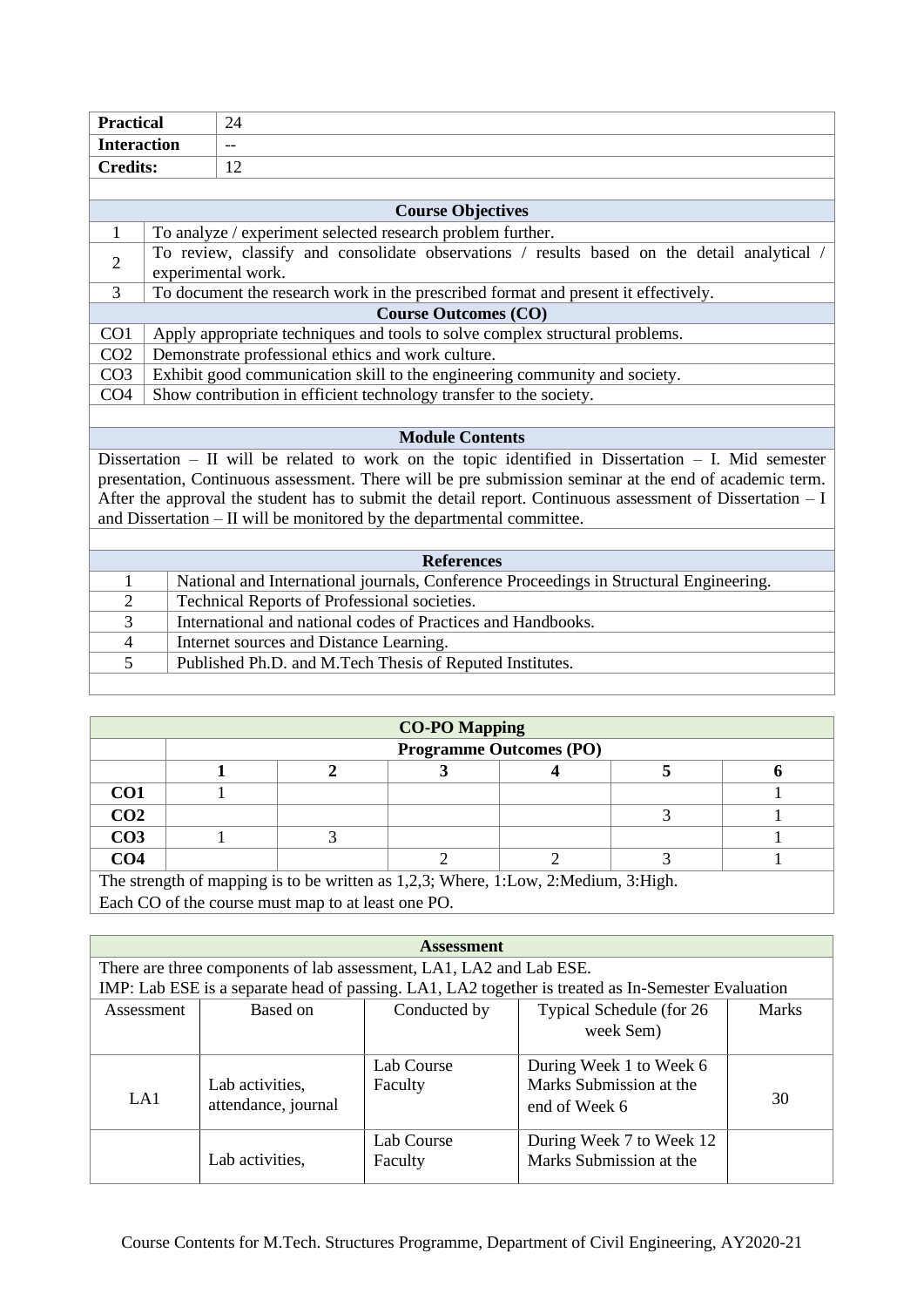| | |
|---|---|
| **Practical** | 24 |
| **Interaction** | -- |
| **Credits:** | 12 |

### Course Objectives

| | |
|---|---|
| 1 | To analyze / experiment selected research problem further. |
| 2 | To review, classify and consolidate observations / results based on the detail analytical / experimental work. |
| 3 | To document the research work in the prescribed format and present it effectively. |

### Course Outcomes (CO)

| | |
|---|---|
| CO1 | Apply appropriate techniques and tools to solve complex structural problems. |
| CO2 | Demonstrate professional ethics and work culture. |
| CO3 | Exhibit good communication skill to the engineering community and society. |
| CO4 | Show contribution in efficient technology transfer to the society. |

### Module Contents

Dissertation – II will be related to work on the topic identified in Dissertation – I. Mid semester presentation, Continuous assessment. There will be pre submission seminar at the end of academic term. After the approval the student has to submit the detail report. Continuous assessment of Dissertation – I and Dissertation – II will be monitored by the departmental committee.

### References

| | |
|---|---|
| 1 | National and International journals, Conference Proceedings in Structural Engineering. |
| 2 | Technical Reports of Professional societies. |
| 3 | International and national codes of Practices and Handbooks. |
| 4 | Internet sources and Distance Learning. |
| 5 | Published Ph.D. and M.Tech Thesis of Reputed Institutes. |

### CO-PO Mapping

| | Programme Outcomes (PO) | | | | | |
|---|---|---|---|---|---|---|
| | **1** | **2** | **3** | **4** | **5** | **6** |
| **CO1** | 1 | | | | | 1 |
| **CO2** | | | | | 3 | 1 |
| **CO3** | 1 | 3 | | | | 1 |
| **CO4** | | | 2 | 2 | 3 | 1 |

The strength of mapping is to be written as 1,2,3; Where, 1:Low, 2:Medium, 3:High.
Each CO of the course must map to at least one PO.

### Assessment

There are three components of lab assessment, LA1, LA2 and Lab ESE.
IMP: Lab ESE is a separate head of passing. LA1, LA2 together is treated as In-Semester Evaluation

| Assessment | Based on | Conducted by | Typical Schedule (for 26 week Sem) | Marks |
|---|---|---|---|---|
| LA1 | Lab activities, attendance, journal | Lab Course Faculty | During Week 1 to Week 6 Marks Submission at the end of Week 6 | 30 |
| | Lab activities, | Lab Course Faculty | During Week 7 to Week 12 Marks Submission at the | |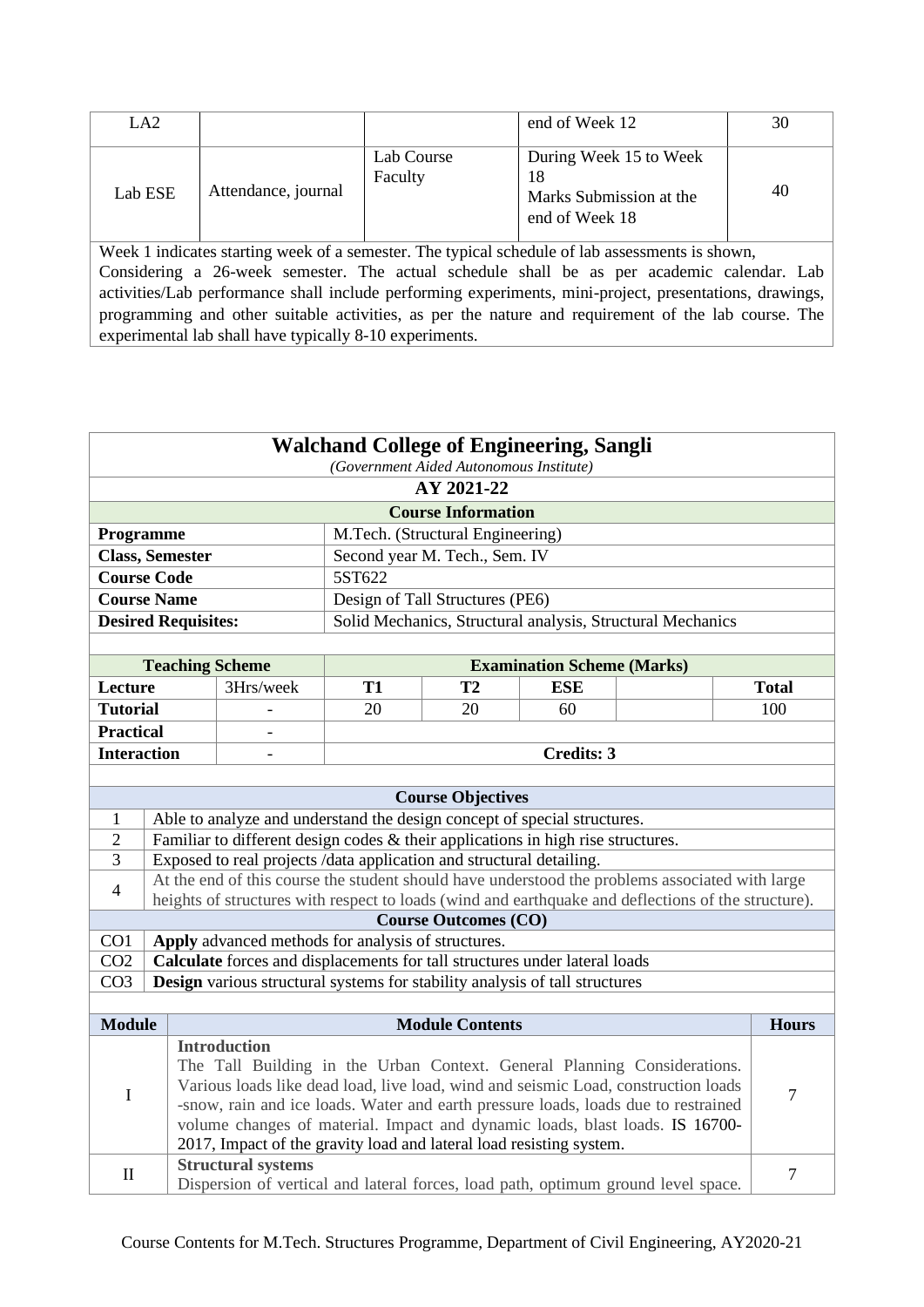| LA2 | | | end of Week 12 | 30 |
|---|---|---|---|---|
| Lab ESE | Attendance, journal | Lab Course Faculty | During Week 15 to Week 18<br>Marks Submission at the end of Week 18 | 40 |

Week 1 indicates starting week of a semester. The typical schedule of lab assessments is shown, Considering a 26-week semester. The actual schedule shall be as per academic calendar. Lab activities/Lab performance shall include performing experiments, mini-project, presentations, drawings, programming and other suitable activities, as per the nature and requirement of the lab course. The experimental lab shall have typically 8-10 experiments.

## Walchand College of Engineering, Sangli

*(Government Aided Autonomous Institute)*

**AY 2021-22**

**Course Information**

| | |
|---|---|
| **Programme** | M.Tech. (Structural Engineering) |
| **Class, Semester** | Second year M. Tech., Sem. IV |
| **Course Code** | 5ST622 |
| **Course Name** | Design of Tall Structures (PE6) |
| **Desired Requisites:** | Solid Mechanics, Structural analysis, Structural Mechanics |

| **Teaching Scheme** | | **Examination Scheme (Marks)** | | | | |
|---|---|---|---|---|---|---|
| **Lecture** | 3Hrs/week | **T1** | **T2** | **ESE** | | **Total** |
| **Tutorial** | - | 20 | 20 | 60 | | 100 |
| **Practical** | - | | | | | |
| **Interaction** | - | **Credits: 3** | | | | |

**Course Objectives**

| | |
|---|---|
| 1 | Able to analyze and understand the design concept of special structures. |
| 2 | Familiar to different design codes & their applications in high rise structures. |
| 3 | Exposed to real projects /data application and structural detailing. |
| 4 | At the end of this course the student should have understood the problems associated with large heights of structures with respect to loads (wind and earthquake and deflections of the structure). |

**Course Outcomes (CO)**

| | |
|---|---|
| CO1 | **Apply** advanced methods for analysis of structures. |
| CO2 | **Calculate** forces and displacements for tall structures under lateral loads |
| CO3 | **Design** various structural systems for stability analysis of tall structures |

| **Module** | **Module Contents** | **Hours** |
|---|---|---|
| I | **Introduction**<br>The Tall Building in the Urban Context. General Planning Considerations. Various loads like dead load, live load, wind and seismic Load, construction loads -snow, rain and ice loads. Water and earth pressure loads, loads due to restrained volume changes of material. Impact and dynamic loads, blast loads. IS 16700-2017, Impact of the gravity load and lateral load resisting system. | 7 |
| II | **Structural systems**<br>Dispersion of vertical and lateral forces, load path, optimum ground level space. | 7 |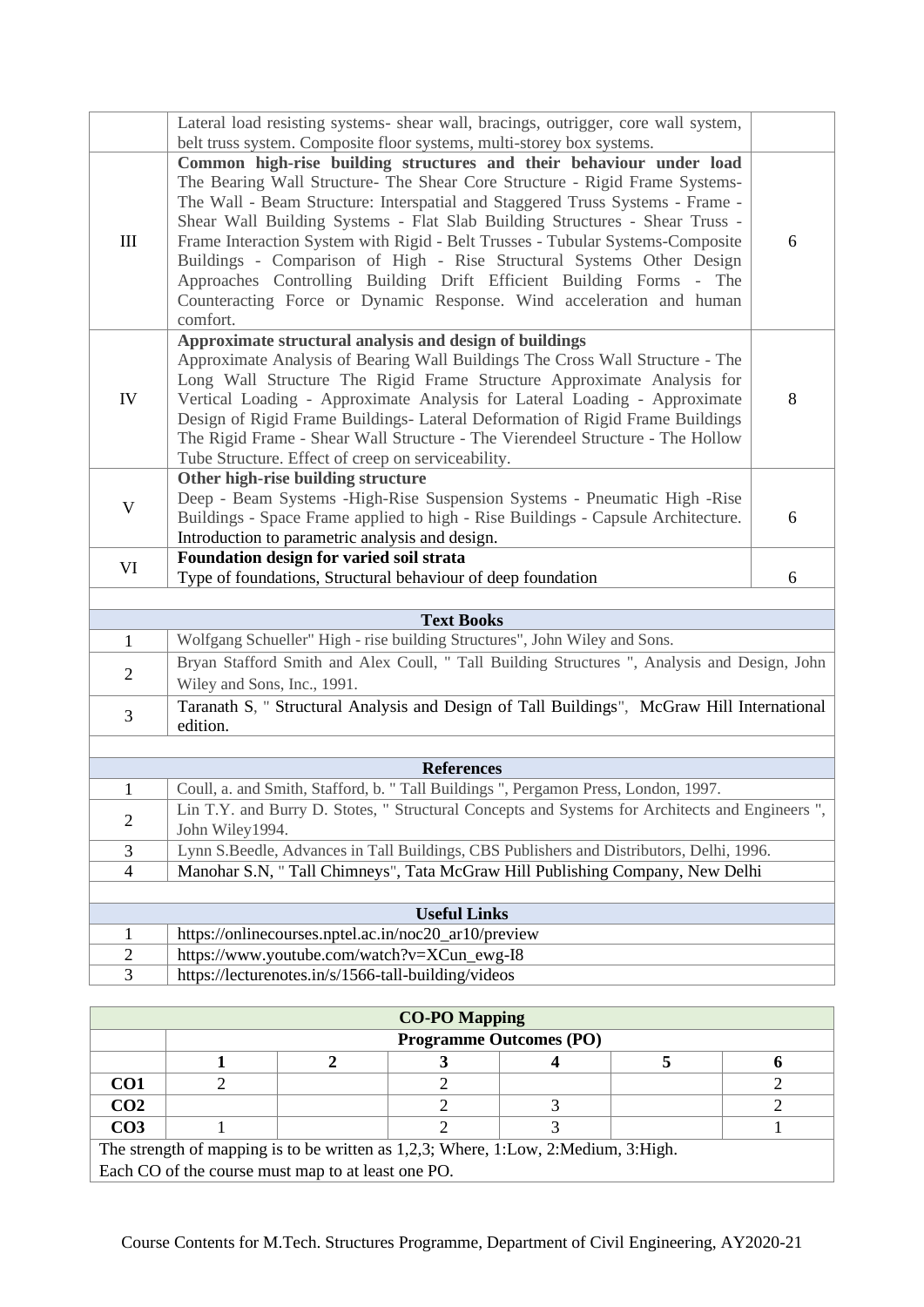| | | |
|---|---|---|
| | Lateral load resisting systems- shear wall, bracings, outrigger, core wall system, belt truss system. Composite floor systems, multi-storey box systems. | |
| III | **Common high-rise building structures and their behaviour under load** The Bearing Wall Structure- The Shear Core Structure - Rigid Frame Systems- The Wall - Beam Structure: Interspatial and Staggered Truss Systems - Frame - Shear Wall Building Systems - Flat Slab Building Structures - Shear Truss - Frame Interaction System with Rigid - Belt Trusses - Tubular Systems-Composite Buildings - Comparison of High - Rise Structural Systems Other Design Approaches Controlling Building Drift Efficient Building Forms - The Counteracting Force or Dynamic Response. Wind acceleration and human comfort. | 6 |
| IV | **Approximate structural analysis and design of buildings** Approximate Analysis of Bearing Wall Buildings The Cross Wall Structure - The Long Wall Structure The Rigid Frame Structure Approximate Analysis for Vertical Loading - Approximate Analysis for Lateral Loading - Approximate Design of Rigid Frame Buildings- Lateral Deformation of Rigid Frame Buildings The Rigid Frame - Shear Wall Structure - The Vierendeel Structure - The Hollow Tube Structure. Effect of creep on serviceability. | 8 |
| V | **Other high-rise building structure** Deep - Beam Systems -High-Rise Suspension Systems - Pneumatic High -Rise Buildings - Space Frame applied to high - Rise Buildings - Capsule Architecture. Introduction to parametric analysis and design. | 6 |
| VI | **Foundation design for varied soil strata** Type of foundations, Structural behaviour of deep foundation | 6 |

| **Text Books** | |
|---|---|
| 1 | Wolfgang Schueller" High - rise building Structures", John Wiley and Sons. |
| 2 | Bryan Stafford Smith and Alex Coull, " Tall Building Structures ", Analysis and Design, John Wiley and Sons, Inc., 1991. |
| 3 | Taranath S, " Structural Analysis and Design of Tall Buildings", McGraw Hill International edition. |

| **References** | |
|---|---|
| 1 | Coull, a. and Smith, Stafford, b. " Tall Buildings ", Pergamon Press, London, 1997. |
| 2 | Lin T.Y. and Burry D. Stotes, " Structural Concepts and Systems for Architects and Engineers ", John Wiley1994. |
| 3 | Lynn S.Beedle, Advances in Tall Buildings, CBS Publishers and Distributors, Delhi, 1996. |
| 4 | Manohar S.N, " Tall Chimneys", Tata McGraw Hill Publishing Company, New Delhi |

| **Useful Links** | |
|---|---|
| 1 | https://onlinecourses.nptel.ac.in/noc20_ar10/preview |
| 2 | https://www.youtube.com/watch?v=XCun_ewg-I8 |
| 3 | https://lecturenotes.in/s/1566-tall-building/videos |

| **CO-PO Mapping** | | | | | | |
|---|---|---|---|---|---|---|
| | **Programme Outcomes (PO)** | | | | | |
| | **1** | **2** | **3** | **4** | **5** | **6** |
| **CO1** | 2 | | 2 | | | 2 |
| **CO2** | | | 2 | 3 | | 2 |
| **CO3** | 1 | | 2 | 3 | | 1 |

The strength of mapping is to be written as 1,2,3; Where, 1:Low, 2:Medium, 3:High.
Each CO of the course must map to at least one PO.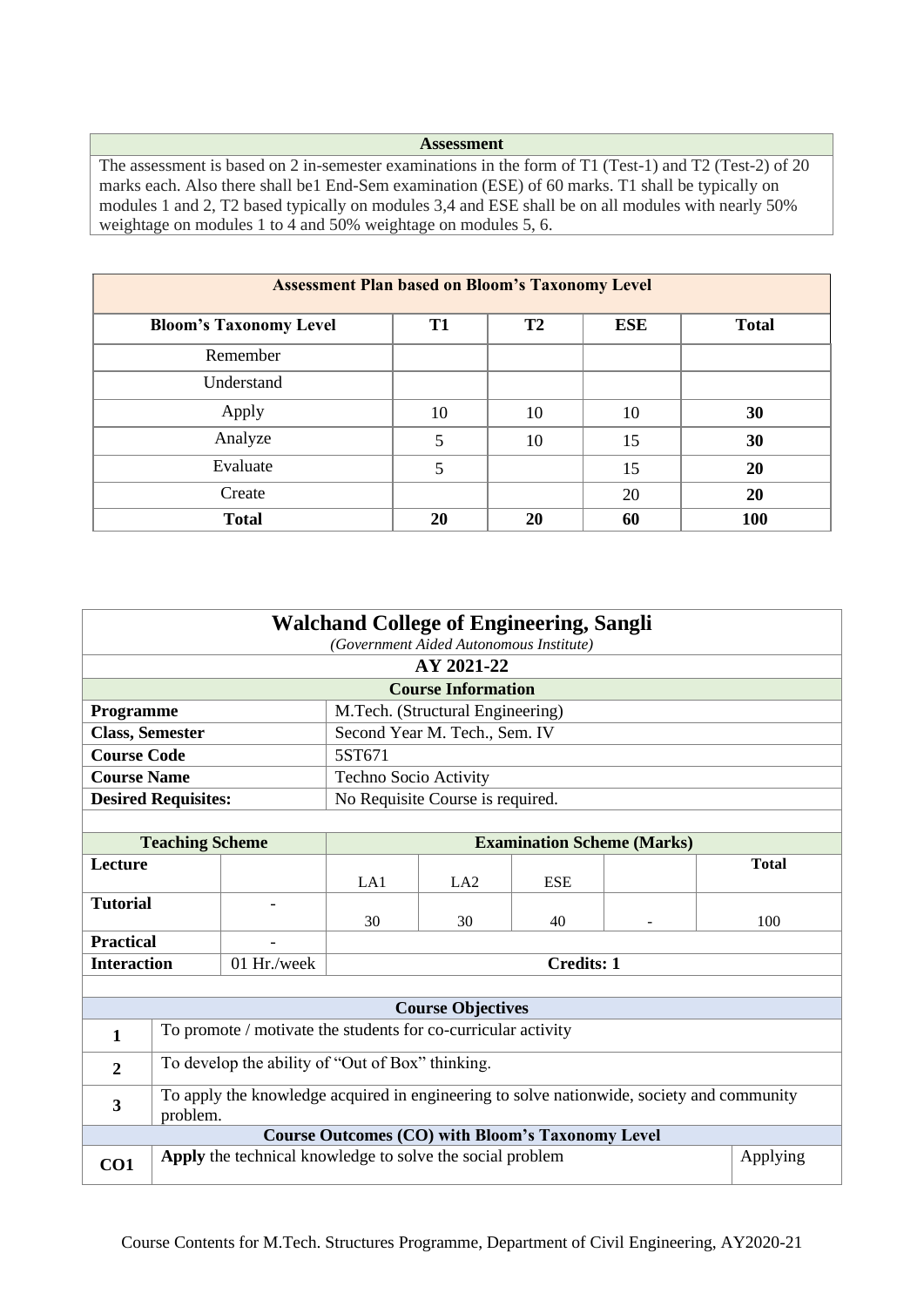| Assessment |
|---|
| The assessment is based on 2 in-semester examinations in the form of T1 (Test-1) and T2 (Test-2) of 20 marks each. Also there shall be1 End-Sem examination (ESE) of 60 marks. T1 shall be typically on modules 1 and 2, T2 based typically on modules 3,4 and ESE shall be on all modules with nearly 50% weightage on modules 1 to 4 and 50% weightage on modules 5, 6. |

| Assessment Plan based on Bloom's Taxonomy Level | | | | |
|---|---|---|---|---|
| **Bloom's Taxonomy Level** | **T1** | **T2** | **ESE** | **Total** |
| Remember | | | | |
| Understand | | | | |
| Apply | 10 | 10 | 10 | **30** |
| Analyze | 5 | 10 | 15 | **30** |
| Evaluate | 5 | | 15 | **20** |
| Create | | | 20 | **20** |
| **Total** | **20** | **20** | **60** | **100** |

# Walchand College of Engineering, Sangli

*(Government Aided Autonomous Institute)*

## AY 2021-22

| Course Information | |
|---|---|
| **Programme** | M.Tech. (Structural Engineering) |
| **Class, Semester** | Second Year M. Tech., Sem. IV |
| **Course Code** | 5ST671 |
| **Course Name** | Techno Socio Activity |
| **Desired Requisites:** | No Requisite Course is required. |

| Teaching Scheme | | Examination Scheme (Marks) | | | | |
|---|---|---|---|---|---|---|
| **Lecture** | | LA1 | LA2 | ESE | | **Total** |
| **Tutorial** | - | 30 | 30 | 40 | - | 100 |
| **Practical** | - | | | | | |
| **Interaction** | 01 Hr./week | **Credits: 1** | | | | |

| Course Objectives | |
|---|---|
| **1** | To promote / motivate the students for co-curricular activity |
| **2** | To develop the ability of "Out of Box" thinking. |
| **3** | To apply the knowledge acquired in engineering to solve nationwide, society and community problem. |

| Course Outcomes (CO) with Bloom's Taxonomy Level | | |
|---|---|---|
| **CO1** | **Apply** the technical knowledge to solve the social problem | Applying |

Course Contents for M.Tech. Structures Programme, Department of Civil Engineering, AY2020-21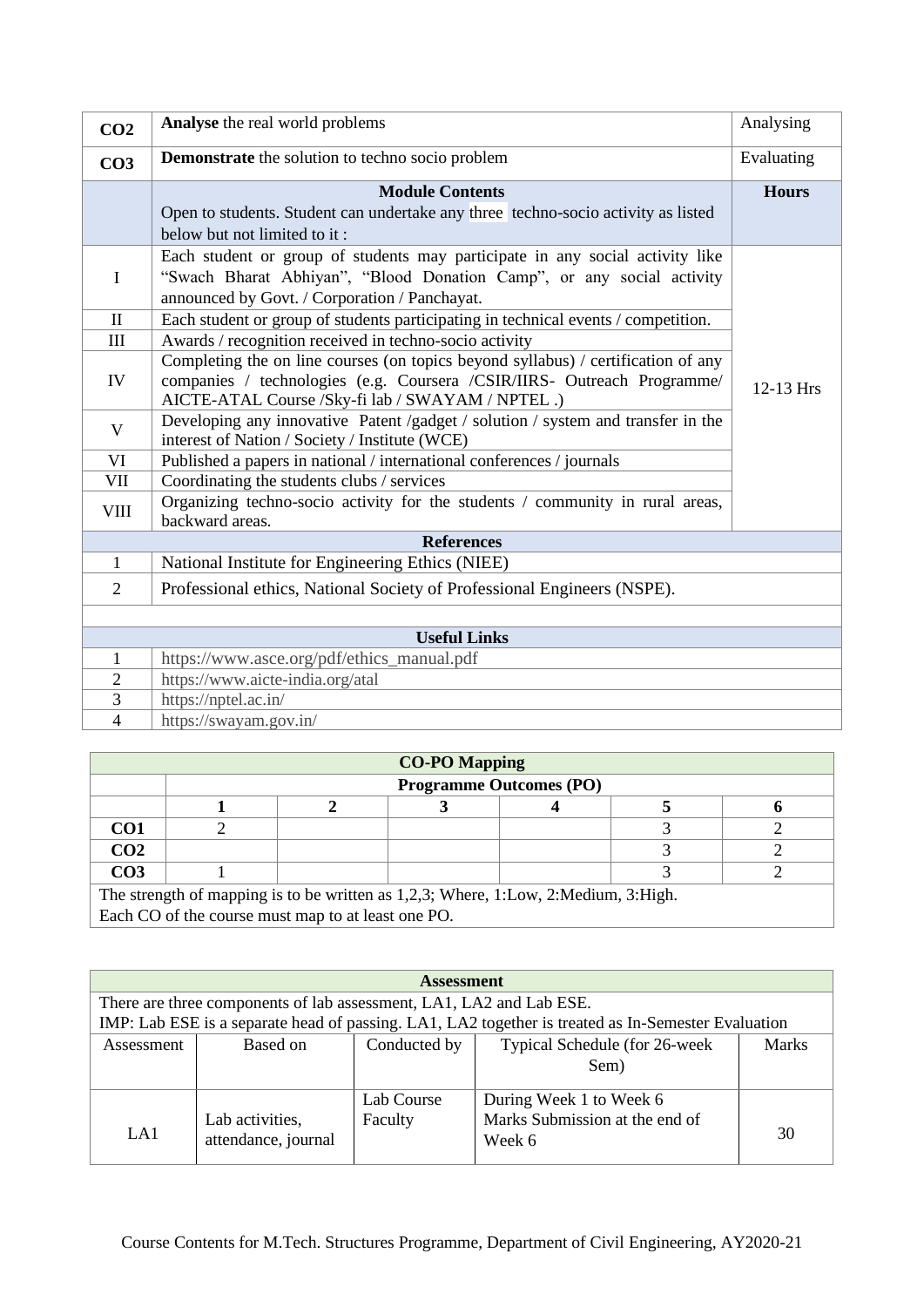| | | |
|---|---|---|
| **CO2** | **Analyse** the real world problems | Analysing |
| **CO3** | **Demonstrate** the solution to techno socio problem | Evaluating |
| | **Module Contents**<br>Open to students. Student can undertake any three techno-socio activity as listed below but not limited to it : | **Hours** |
| I | Each student or group of students may participate in any social activity like "Swach Bharat Abhiyan", "Blood Donation Camp", or any social activity announced by Govt. / Corporation / Panchayat. | 12-13 Hrs |
| II | Each student or group of students participating in technical events / competition. | |
| III | Awards / recognition received in techno-socio activity | |
| IV | Completing the on line courses (on topics beyond syllabus) / certification of any companies / technologies (e.g. Coursera /CSIR/IIRS- Outreach Programme/ AICTE-ATAL Course /Sky-fi lab / SWAYAM / NPTEL .) | |
| V | Developing any innovative Patent /gadget / solution / system and transfer in the interest of Nation / Society / Institute (WCE) | |
| VI | Published a papers in national / international conferences / journals | |
| VII | Coordinating the students clubs / services | |
| VIII | Organizing techno-socio activity for the students / community in rural areas, backward areas. | |

| **References** | |
|---|---|
| 1 | National Institute for Engineering Ethics (NIEE) |
| 2 | Professional ethics, National Society of Professional Engineers (NSPE). |

| **Useful Links** | |
|---|---|
| 1 | https://www.asce.org/pdf/ethics_manual.pdf |
| 2 | https://www.aicte-india.org/atal |
| 3 | https://nptel.ac.in/ |
| 4 | https://swayam.gov.in/ |

**CO-PO Mapping**

| | **Programme Outcomes (PO)** | | | | | |
|---|---|---|---|---|---|---|
| | **1** | **2** | **3** | **4** | **5** | **6** |
| **CO1** | 2 | | | | 3 | 2 |
| **CO2** | | | | | 3 | 2 |
| **CO3** | 1 | | | | 3 | 2 |

The strength of mapping is to be written as 1,2,3; Where, 1:Low, 2:Medium, 3:High.
Each CO of the course must map to at least one PO.

**Assessment**

There are three components of lab assessment, LA1, LA2 and Lab ESE.
IMP: Lab ESE is a separate head of passing. LA1, LA2 together is treated as In-Semester Evaluation

| Assessment | Based on | Conducted by | Typical Schedule (for 26-week Sem) | Marks |
|---|---|---|---|---|
| LA1 | Lab activities, attendance, journal | Lab Course Faculty | During Week 1 to Week 6<br>Marks Submission at the end of Week 6 | 30 |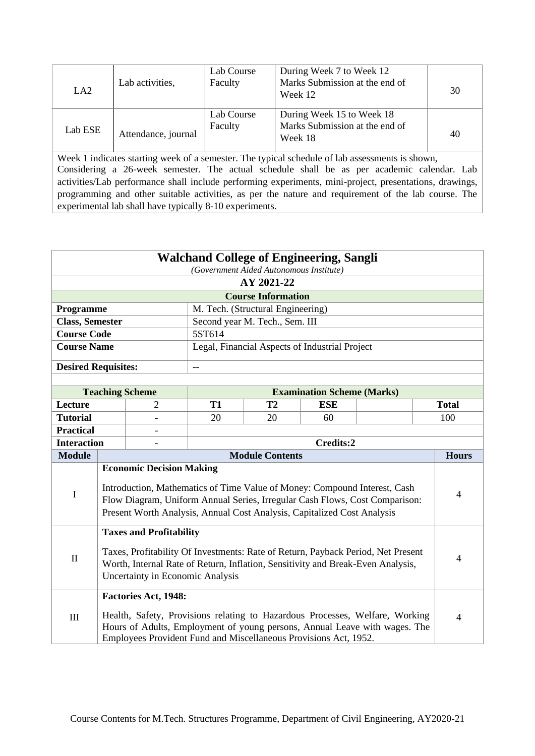| LA2 | Lab activities, | Lab Course Faculty | During Week 7 to Week 12 Marks Submission at the end of Week 12 | 30 |
|---|---|---|---|---|
| Lab ESE | Attendance, journal | Lab Course Faculty | During Week 15 to Week 18 Marks Submission at the end of Week 18 | 40 |

Week 1 indicates starting week of a semester. The typical schedule of lab assessments is shown, Considering a 26-week semester. The actual schedule shall be as per academic calendar. Lab activities/Lab performance shall include performing experiments, mini-project, presentations, drawings, programming and other suitable activities, as per the nature and requirement of the lab course. The experimental lab shall have typically 8-10 experiments.

## Walchand College of Engineering, Sangli

*(Government Aided Autonomous Institute)*

**AY 2021-22**

**Course Information**

| | |
|---|---|
| **Programme** | M. Tech. (Structural Engineering) |
| **Class, Semester** | Second year M. Tech., Sem. III |
| **Course Code** | 5ST614 |
| **Course Name** | Legal, Financial Aspects of Industrial Project |
| **Desired Requisites:** | -- |

| **Teaching Scheme** | | **Examination Scheme (Marks)** | | | | |
|---|---|---|---|---|---|---|
| **Lecture** | 2 | **T1** | **T2** | **ESE** | | **Total** |
| **Tutorial** | - | 20 | 20 | 60 | | 100 |
| **Practical** | - | | | | | |
| **Interaction** | - | **Credits:2** | | | | |

| **Module** | **Module Contents** | **Hours** |
|---|---|---|
| I | **Economic Decision Making**<br><br>Introduction, Mathematics of Time Value of Money: Compound Interest, Cash Flow Diagram, Uniform Annual Series, Irregular Cash Flows, Cost Comparison: Present Worth Analysis, Annual Cost Analysis, Capitalized Cost Analysis | 4 |
| II | **Taxes and Profitability**<br><br>Taxes, Profitability Of Investments: Rate of Return, Payback Period, Net Present Worth, Internal Rate of Return, Inflation, Sensitivity and Break-Even Analysis, Uncertainty in Economic Analysis | 4 |
| III | **Factories Act, 1948:**<br><br>Health, Safety, Provisions relating to Hazardous Processes, Welfare, Working Hours of Adults, Employment of young persons, Annual Leave with wages. The Employees Provident Fund and Miscellaneous Provisions Act, 1952. | 4 |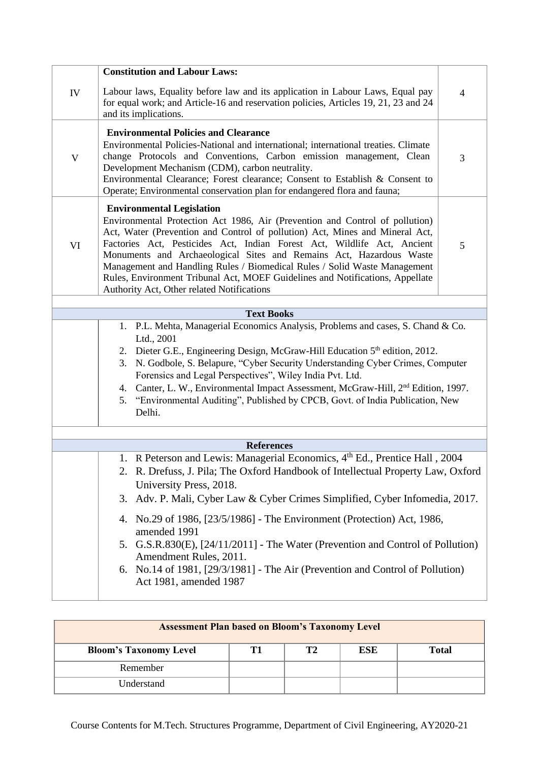| | | |
|---|---|---|
| IV | **Constitution and Labour Laws:**<br><br>Labour laws, Equality before law and its application in Labour Laws, Equal pay for equal work; and Article-16 and reservation policies, Articles 19, 21, 23 and 24 and its implications. | 4 |
| V | **Environmental Policies and Clearance**<br>Environmental Policies-National and international; international treaties. Climate change Protocols and Conventions, Carbon emission management, Clean Development Mechanism (CDM), carbon neutrality.<br>Environmental Clearance; Forest clearance; Consent to Establish & Consent to Operate; Environmental conservation plan for endangered flora and fauna; | 3 |
| VI | **Environmental Legislation**<br>Environmental Protection Act 1986, Air (Prevention and Control of pollution) Act, Water (Prevention and Control of pollution) Act, Mines and Mineral Act, Factories Act, Pesticides Act, Indian Forest Act, Wildlife Act, Ancient Monuments and Archaeological Sites and Remains Act, Hazardous Waste Management and Handling Rules / Biomedical Rules / Solid Waste Management Rules, Environment Tribunal Act, MOEF Guidelines and Notifications, Appellate Authority Act, Other related Notifications | 5 |

**Text Books**

1. P.L. Mehta, Managerial Economics Analysis, Problems and cases, S. Chand & Co. Ltd., 2001
2. Dieter G.E., Engineering Design, McGraw-Hill Education 5th edition, 2012.
3. N. Godbole, S. Belapure, "Cyber Security Understanding Cyber Crimes, Computer Forensics and Legal Perspectives", Wiley India Pvt. Ltd.
4. Canter, L. W., Environmental Impact Assessment, McGraw-Hill, 2nd Edition, 1997.
5. "Environmental Auditing", Published by CPCB, Govt. of India Publication, New Delhi.

**References**

1. R Peterson and Lewis: Managerial Economics, 4th Ed., Prentice Hall , 2004
2. R. Drefuss, J. Pila; The Oxford Handbook of Intellectual Property Law, Oxford University Press, 2018.
3. Adv. P. Mali, Cyber Law & Cyber Crimes Simplified, Cyber Infomedia, 2017.
4. No.29 of 1986, [23/5/1986] - The Environment (Protection) Act, 1986, amended 1991
5. G.S.R.830(E), [24/11/2011] - The Water (Prevention and Control of Pollution) Amendment Rules, 2011.
6. No.14 of 1981, [29/3/1981] - The Air (Prevention and Control of Pollution) Act 1981, amended 1987

| **Assessment Plan based on Bloom's Taxonomy Level** | | | | |
|---|---|---|---|---|
| **Bloom's Taxonomy Level** | **T1** | **T2** | **ESE** | **Total** |
| Remember | | | | |
| Understand | | | | |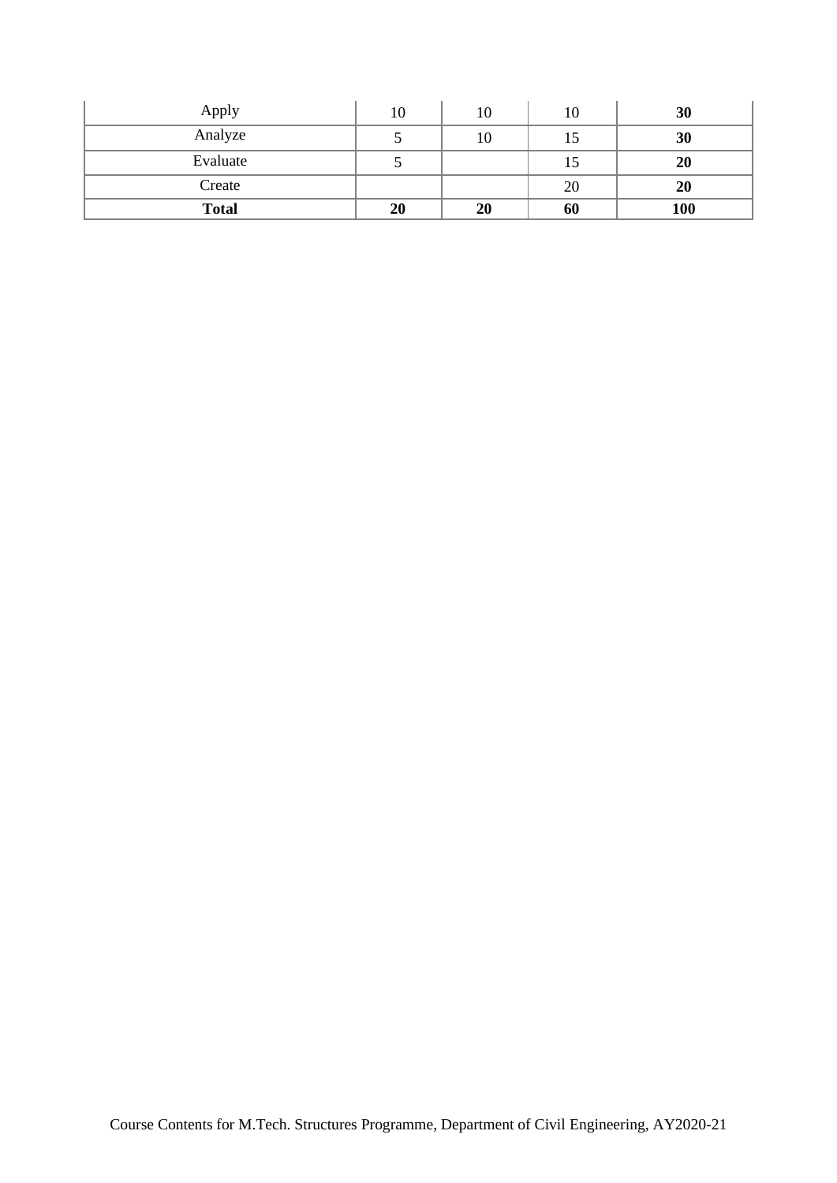| | | | | |
|---|---|---|---|---|
| Apply | 10 | 10 | 10 | **30** |
| Analyze | 5 | 10 | 15 | **30** |
| Evaluate | 5 | | 15 | **20** |
| Create | | | 20 | **20** |
| **Total** | **20** | **20** | **60** | **100** |